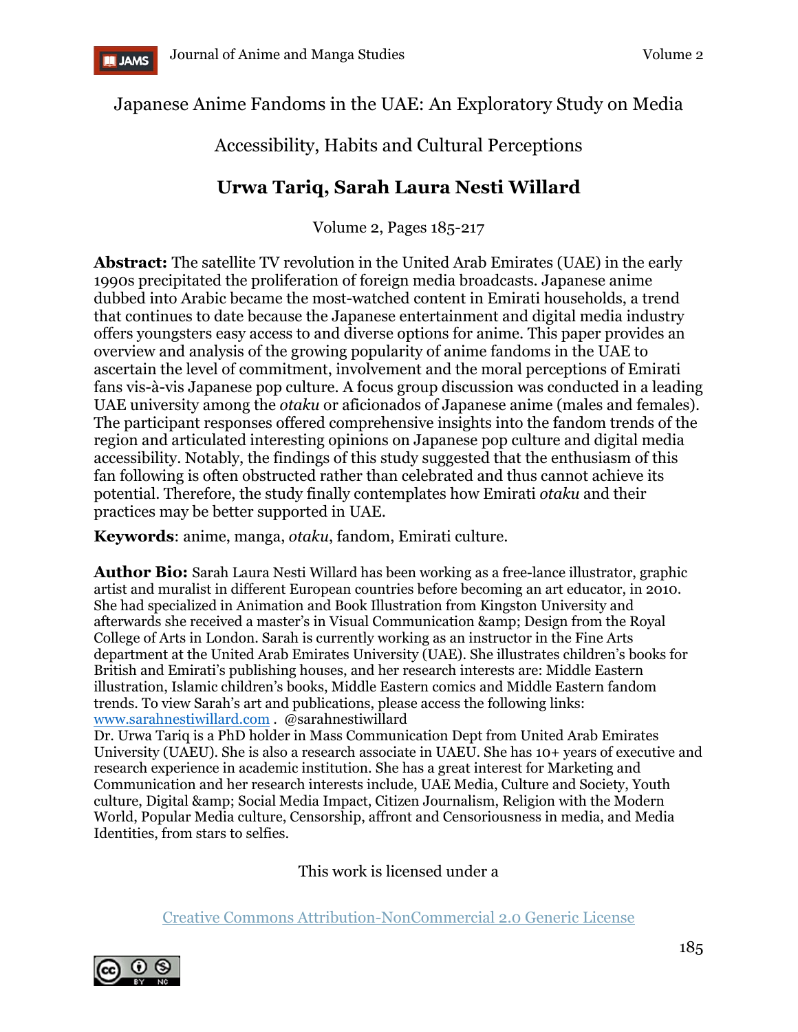# Japanese Anime Fandoms in the UAE: An Exploratory Study on Media Accessibility, Habits and Cultural Perceptions

## Urwa Tariq, Sarah Laura Nesti Willard

Volume 2, Pages 185-217

**Abstract:** The satellite TV revolution in the United Arab Emirates (UAE) in the early 1990s precipitated the proliferation of foreign media broadcasts. Japanese anime dubbed into Arabic became the most-watched content in Emirati households, a trend that continues to date because the Japanese entertainment and digital media industry offers youngsters easy access to and diverse options for anime. This paper provides an overview and analysis of the growing popularity of anime fandoms in the UAE to ascertain the level of commitment, involvement and the moral perceptions of Emirati fans vis-à-vis Japanese pop culture. A focus group discussion was conducted in a leading UAE university among the *otaku* or aficionados of Japanese anime (males and females). The participant responses offered comprehensive insights into the fandom trends of the region and articulated interesting opinions on Japanese pop culture and digital media accessibility. Notably, the findings of this study suggested that the enthusiasm of this fan following is often obstructed rather than celebrated and thus cannot achieve its potential. Therefore, the study finally contemplates how Emirati *otaku* and their practices may be better supported in UAE.

**Keywords**: anime, manga, *otaku*, fandom, Emirati culture.

**Author Bio:** Sarah Laura Nesti Willard has been working as a free-lance illustrator, graphic artist and muralist in different European countries before becoming an art educator, in 2010. She had specialized in Animation and Book Illustration from Kingston University and afterwards she received a master's in Visual Communication &amp; Design from the Royal College of Arts in London. Sarah is currently working as an instructor in the Fine Arts department at the United Arab Emirates University (UAE). She illustrates children's books for British and Emirati's publishing houses, and her research interests are: Middle Eastern illustration, Islamic children's books, Middle Eastern comics and Middle Eastern fandom trends. To view Sarah's art and publications, please access the following links: www.sarahnestiwillard.com . @sarahnestiwillard

Dr. Urwa Tariq is a PhD holder in Mass Communication Dept from United Arab Emirates University (UAEU). She is also a research associate in UAEU. She has 10+ years of executive and research experience in academic institution. She has a great interest for Marketing and Communication and her research interests include, UAE Media, Culture and Society, Youth culture, Digital &amp; Social Media Impact, Citizen Journalism, Religion with the Modern World, Popular Media culture, Censorship, affront and Censoriousness in media, and Media Identities, from stars to selfies.

This work is licensed under a

Creative Commons Attribution-NonCommercial 2.0 Generic License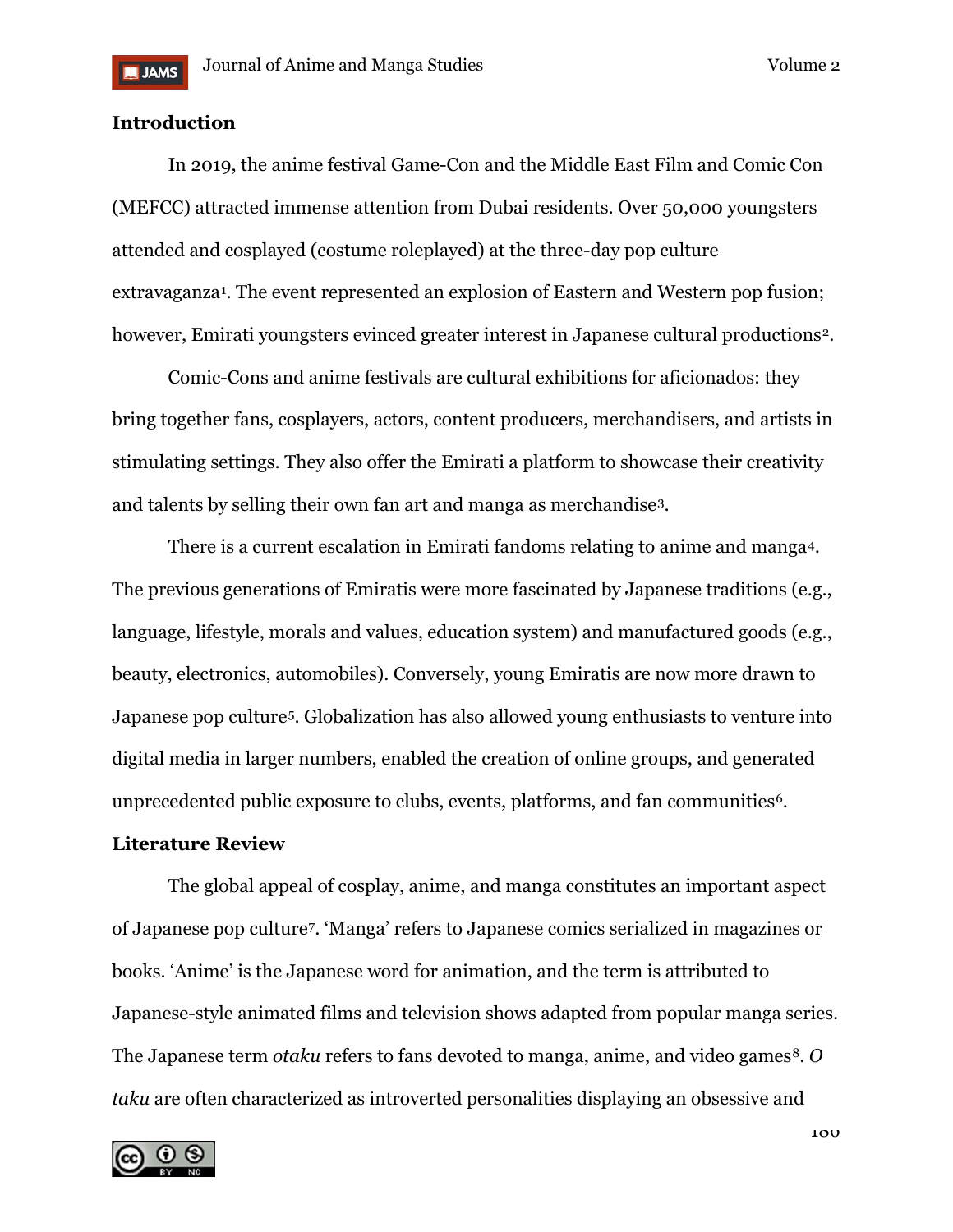## Introduction

In 2019, the anime festival Game-Con and the Middle East Film and Comic Con (MEFCC) attracted immense attention from Dubai residents. Over 50,000 youngsters attended and cosplayed (costume roleplayed) at the three-day pop culture extravaganza[1]. The event represented an explosion of Eastern and Western pop fusion; however, Emirati youngsters evinced greater interest in Japanese cultural productions[2].

Comic-Cons and anime festivals are cultural exhibitions for aficionados: they bring together fans, cosplayers, actors, content producers, merchandisers, and artists in stimulating settings. They also offer the Emirati a platform to showcase their creativity and talents by selling their own fan art and manga as merchandise[3].

There is a current escalation in Emirati fandoms relating to anime and manga[4]. The previous generations of Emiratis were more fascinated by Japanese traditions (e.g., language, lifestyle, morals and values, education system) and manufactured goods (e.g., beauty, electronics, automobiles). Conversely, young Emiratis are now more drawn to Japanese pop culture[5]. Globalization has also allowed young enthusiasts to venture into digital media in larger numbers, enabled the creation of online groups, and generated unprecedented public exposure to clubs, events, platforms, and fan communities[6].

## Literature Review

The global appeal of cosplay, anime, and manga constitutes an important aspect of Japanese pop culture[7]. 'Manga' refers to Japanese comics serialized in magazines or books. 'Anime' is the Japanese word for animation, and the term is attributed to Japanese-style animated films and television shows adapted from popular manga series. The Japanese term *otaku* refers to fans devoted to manga, anime, and video games[8]. *Otaku* are often characterized as introverted personalities displaying an obsessive and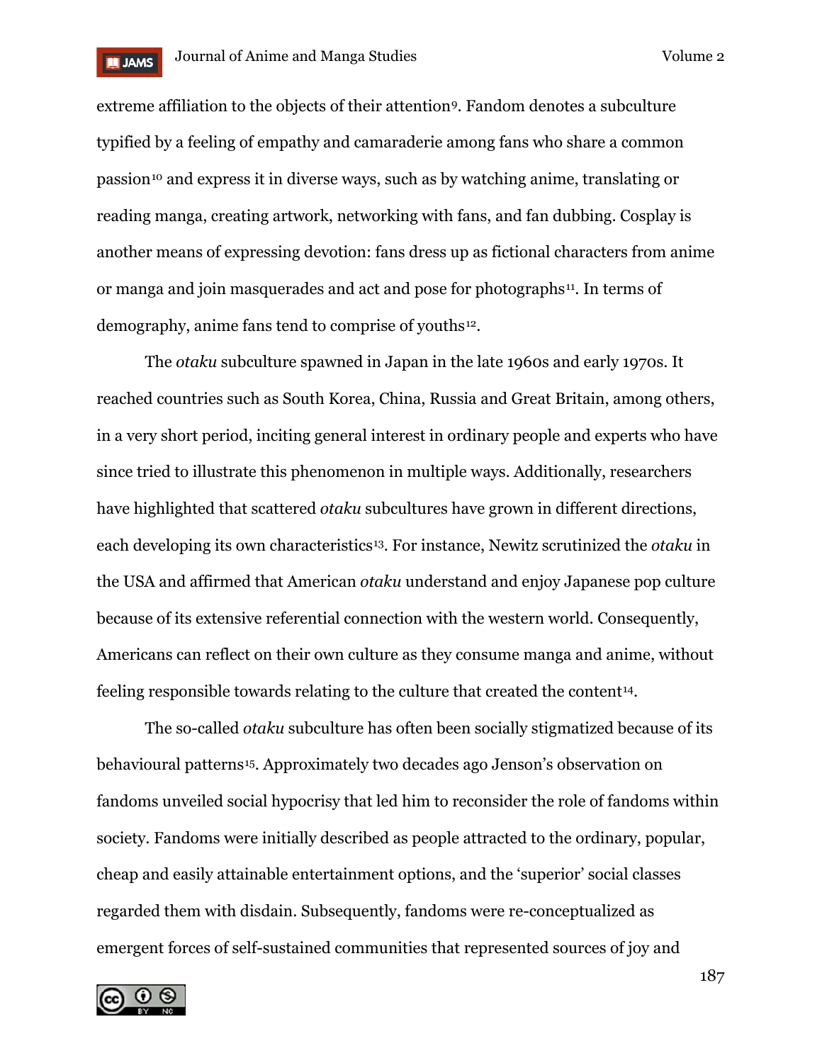extreme affiliation to the objects of their attention[9]. Fandom denotes a subculture typified by a feeling of empathy and camaraderie among fans who share a common passion[10] and express it in diverse ways, such as by watching anime, translating or reading manga, creating artwork, networking with fans, and fan dubbing. Cosplay is another means of expressing devotion: fans dress up as fictional characters from anime or manga and join masquerades and act and pose for photographs[11]. In terms of demography, anime fans tend to comprise of youths[12].

The *otaku* subculture spawned in Japan in the late 1960s and early 1970s. It reached countries such as South Korea, China, Russia and Great Britain, among others, in a very short period, inciting general interest in ordinary people and experts who have since tried to illustrate this phenomenon in multiple ways. Additionally, researchers have highlighted that scattered *otaku* subcultures have grown in different directions, each developing its own characteristics[13]. For instance, Newitz scrutinized the *otaku* in the USA and affirmed that American *otaku* understand and enjoy Japanese pop culture because of its extensive referential connection with the western world. Consequently, Americans can reflect on their own culture as they consume manga and anime, without feeling responsible towards relating to the culture that created the content[14].

The so-called *otaku* subculture has often been socially stigmatized because of its behavioural patterns[15]. Approximately two decades ago Jenson's observation on fandoms unveiled social hypocrisy that led him to reconsider the role of fandoms within society. Fandoms were initially described as people attracted to the ordinary, popular, cheap and easily attainable entertainment options, and the 'superior' social classes regarded them with disdain. Subsequently, fandoms were re-conceptualized as emergent forces of self-sustained communities that represented sources of joy and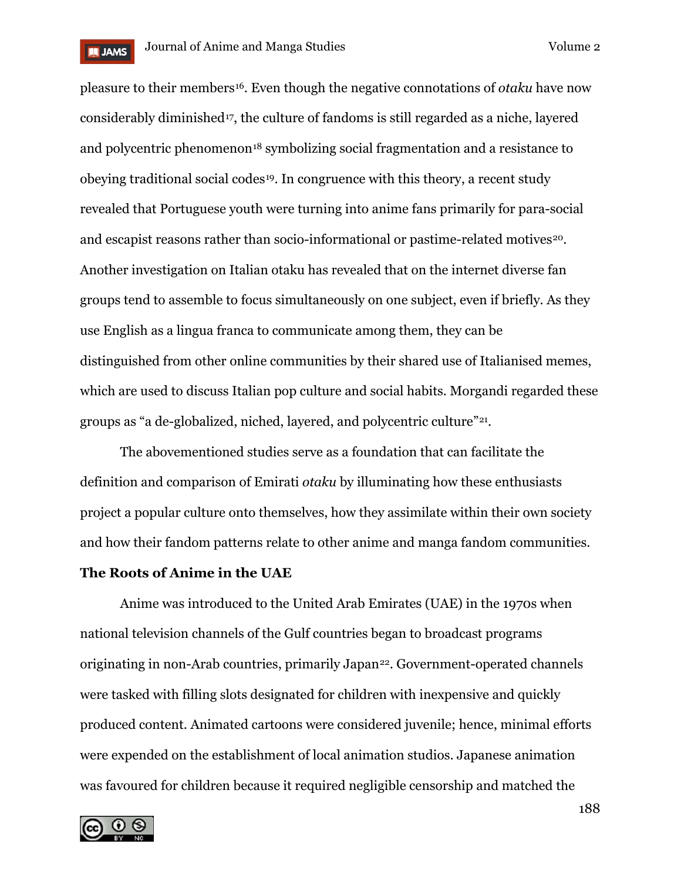pleasure to their members[16]. Even though the negative connotations of *otaku* have now considerably diminished[17], the culture of fandoms is still regarded as a niche, layered and polycentric phenomenon[18] symbolizing social fragmentation and a resistance to obeying traditional social codes[19]. In congruence with this theory, a recent study revealed that Portuguese youth were turning into anime fans primarily for para-social and escapist reasons rather than socio-informational or pastime-related motives[20]. Another investigation on Italian otaku has revealed that on the internet diverse fan groups tend to assemble to focus simultaneously on one subject, even if briefly. As they use English as a lingua franca to communicate among them, they can be distinguished from other online communities by their shared use of Italianised memes, which are used to discuss Italian pop culture and social habits. Morgandi regarded these groups as "a de-globalized, niched, layered, and polycentric culture"[21].

The abovementioned studies serve as a foundation that can facilitate the definition and comparison of Emirati *otaku* by illuminating how these enthusiasts project a popular culture onto themselves, how they assimilate within their own society and how their fandom patterns relate to other anime and manga fandom communities.

## The Roots of Anime in the UAE

Anime was introduced to the United Arab Emirates (UAE) in the 1970s when national television channels of the Gulf countries began to broadcast programs originating in non-Arab countries, primarily Japan[22]. Government-operated channels were tasked with filling slots designated for children with inexpensive and quickly produced content. Animated cartoons were considered juvenile; hence, minimal efforts were expended on the establishment of local animation studios. Japanese animation was favoured for children because it required negligible censorship and matched the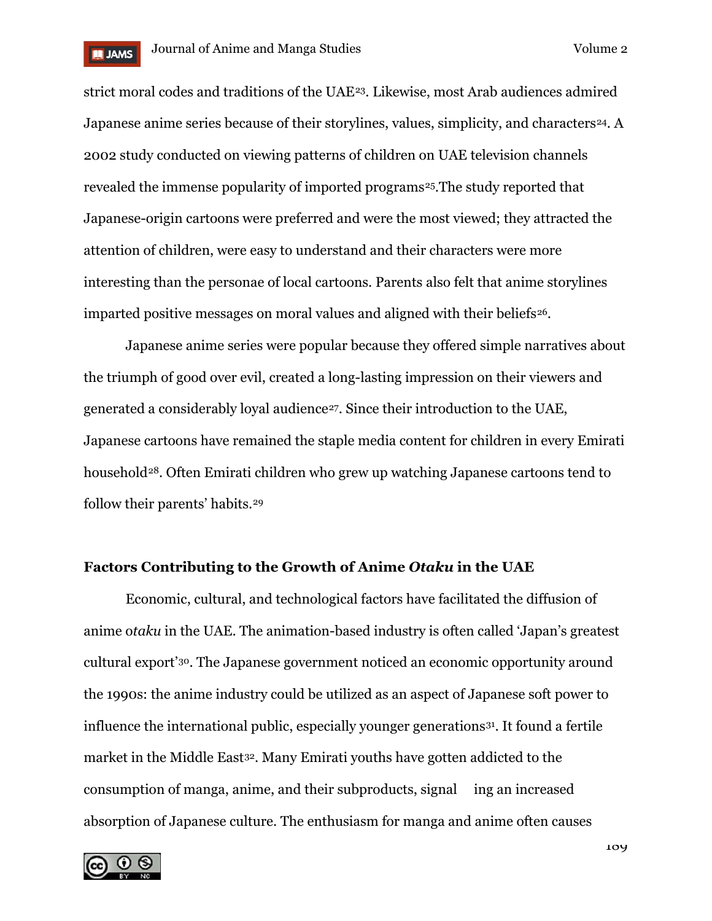strict moral codes and traditions of the UAE[23]. Likewise, most Arab audiences admired Japanese anime series because of their storylines, values, simplicity, and characters[24]. A 2002 study conducted on viewing patterns of children on UAE television channels revealed the immense popularity of imported programs[25].The study reported that Japanese-origin cartoons were preferred and were the most viewed; they attracted the attention of children, were easy to understand and their characters were more interesting than the personae of local cartoons. Parents also felt that anime storylines imparted positive messages on moral values and aligned with their beliefs[26].

Japanese anime series were popular because they offered simple narratives about the triumph of good over evil, created a long-lasting impression on their viewers and generated a considerably loyal audience[27]. Since their introduction to the UAE, Japanese cartoons have remained the staple media content for children in every Emirati household[28]. Often Emirati children who grew up watching Japanese cartoons tend to follow their parents' habits.[29]

## Factors Contributing to the Growth of Anime *Otaku* in the UAE

Economic, cultural, and technological factors have facilitated the diffusion of anime o*taku* in the UAE. The animation-based industry is often called 'Japan's greatest cultural export'[30]. The Japanese government noticed an economic opportunity around the 1990s: the anime industry could be utilized as an aspect of Japanese soft power to influence the international public, especially younger generations[31]. It found a fertile market in the Middle East[32]. Many Emirati youths have gotten addicted to the consumption of manga, anime, and their subproducts, signal ing an increased absorption of Japanese culture. The enthusiasm for manga and anime often causes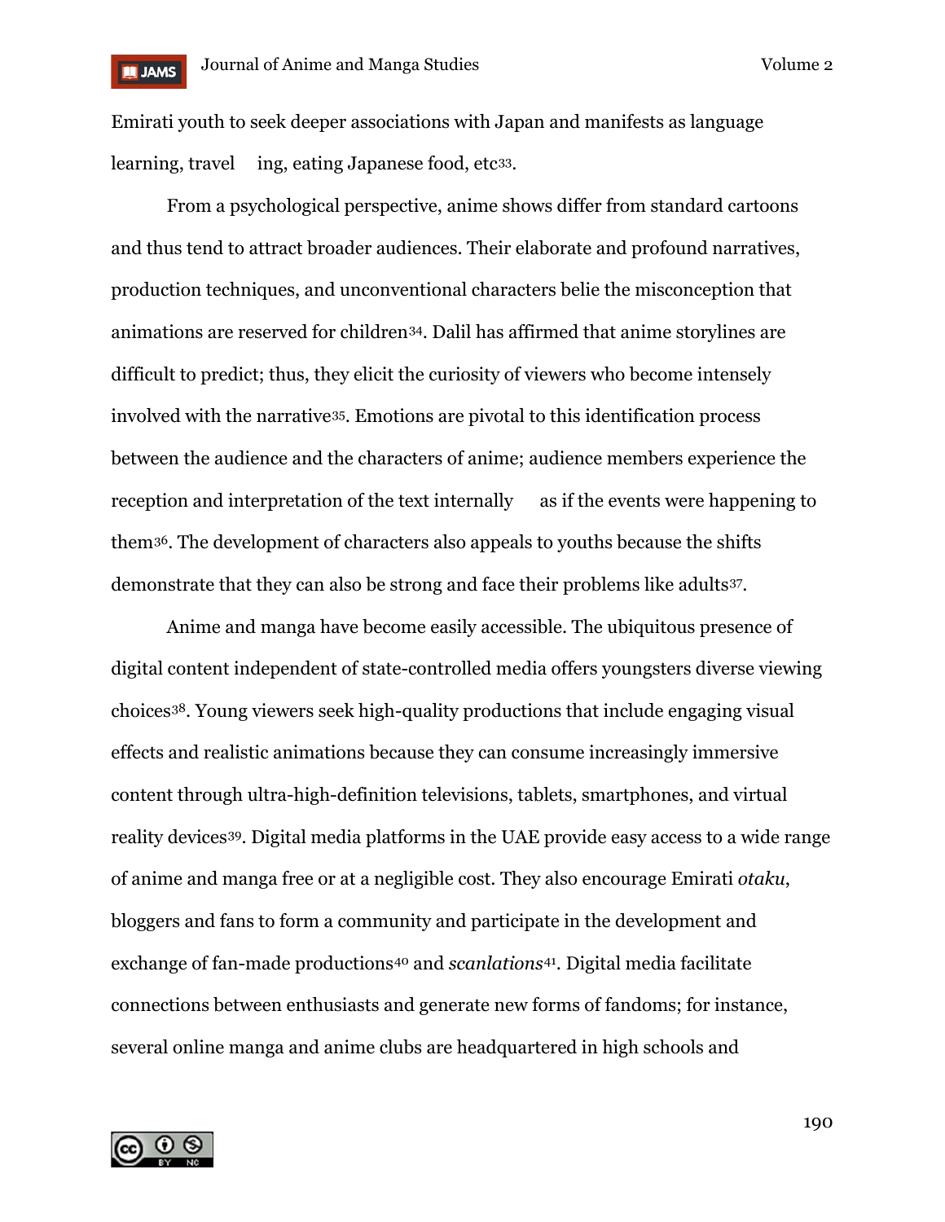Emirati youth to seek deeper associations with Japan and manifests as language learning, traveling, eating Japanese food, etc[33].

From a psychological perspective, anime shows differ from standard cartoons and thus tend to attract broader audiences. Their elaborate and profound narratives, production techniques, and unconventional characters belie the misconception that animations are reserved for children[34]. Dalil has affirmed that anime storylines are difficult to predict; thus, they elicit the curiosity of viewers who become intensely involved with the narrative[35]. Emotions are pivotal to this identification process between the audience and the characters of anime; audience members experience the reception and interpretation of the text internally as if the events were happening to them[36]. The development of characters also appeals to youths because the shifts demonstrate that they can also be strong and face their problems like adults[37].

Anime and manga have become easily accessible. The ubiquitous presence of digital content independent of state-controlled media offers youngsters diverse viewing choices[38]. Young viewers seek high-quality productions that include engaging visual effects and realistic animations because they can consume increasingly immersive content through ultra-high-definition televisions, tablets, smartphones, and virtual reality devices[39]. Digital media platforms in the UAE provide easy access to a wide range of anime and manga free or at a negligible cost. They also encourage Emirati *otaku*, bloggers and fans to form a community and participate in the development and exchange of fan-made productions[40] and *scanlations*[41]. Digital media facilitate connections between enthusiasts and generate new forms of fandoms; for instance, several online manga and anime clubs are headquartered in high schools and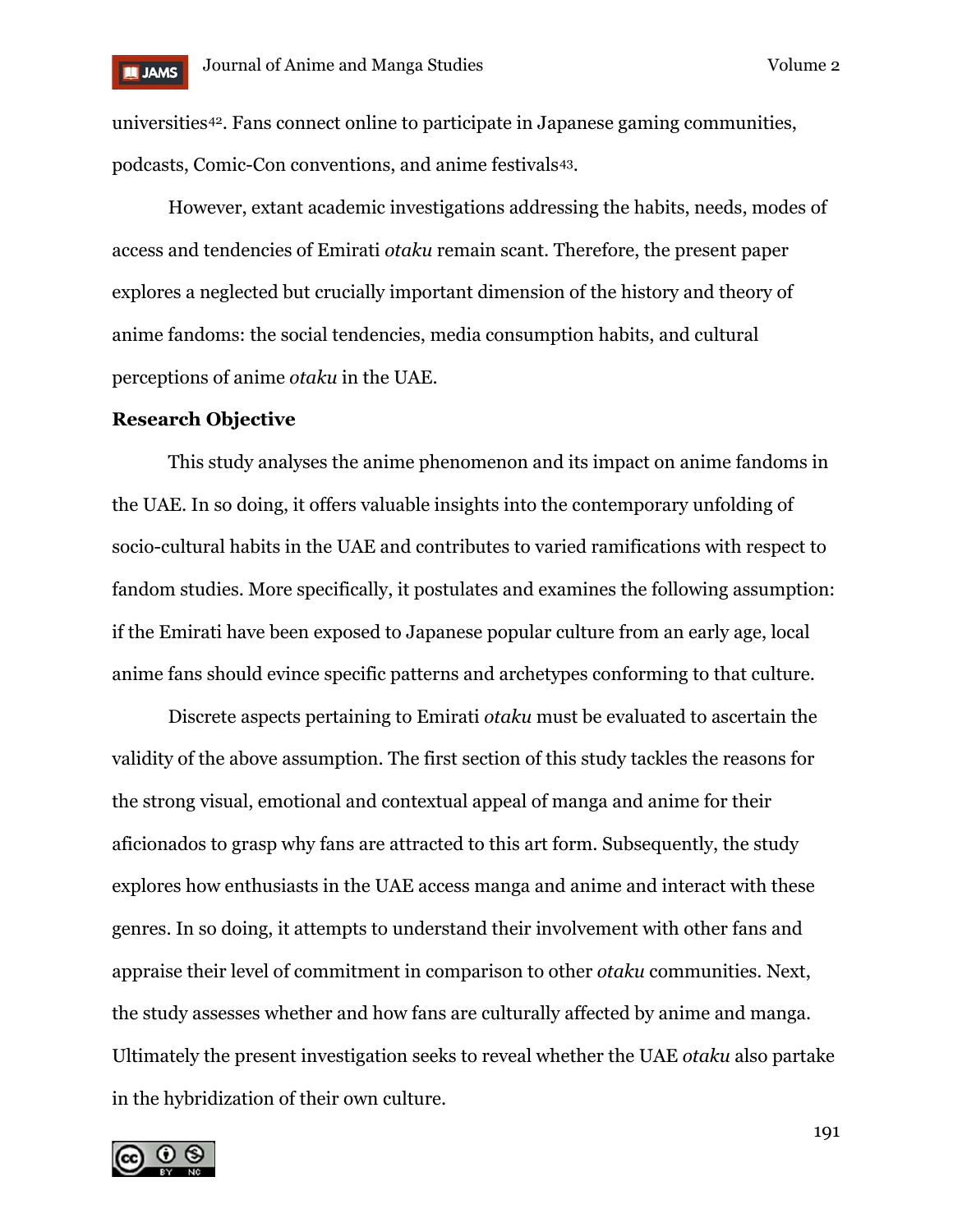universities[42]. Fans connect online to participate in Japanese gaming communities, podcasts, Comic-Con conventions, and anime festivals[43].

However, extant academic investigations addressing the habits, needs, modes of access and tendencies of Emirati *otaku* remain scant. Therefore, the present paper explores a neglected but crucially important dimension of the history and theory of anime fandoms: the social tendencies, media consumption habits, and cultural perceptions of anime *otaku* in the UAE.

**Research Objective**

This study analyses the anime phenomenon and its impact on anime fandoms in the UAE. In so doing, it offers valuable insights into the contemporary unfolding of socio-cultural habits in the UAE and contributes to varied ramifications with respect to fandom studies. More specifically, it postulates and examines the following assumption: if the Emirati have been exposed to Japanese popular culture from an early age, local anime fans should evince specific patterns and archetypes conforming to that culture.

Discrete aspects pertaining to Emirati *otaku* must be evaluated to ascertain the validity of the above assumption. The first section of this study tackles the reasons for the strong visual, emotional and contextual appeal of manga and anime for their aficionados to grasp why fans are attracted to this art form. Subsequently, the study explores how enthusiasts in the UAE access manga and anime and interact with these genres. In so doing, it attempts to understand their involvement with other fans and appraise their level of commitment in comparison to other *otaku* communities. Next, the study assesses whether and how fans are culturally affected by anime and manga. Ultimately the present investigation seeks to reveal whether the UAE *otaku* also partake in the hybridization of their own culture.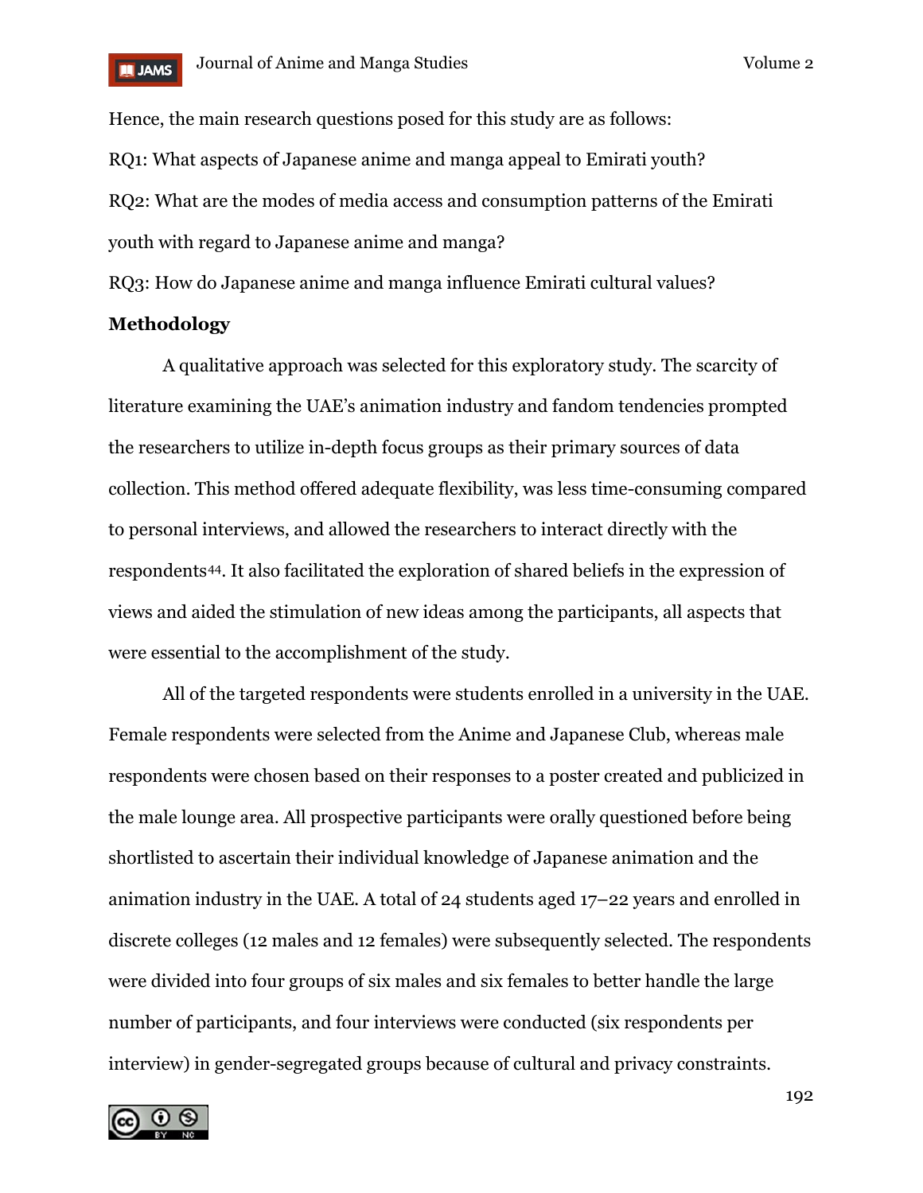Hence, the main research questions posed for this study are as follows:

RQ1: What aspects of Japanese anime and manga appeal to Emirati youth?

RQ2: What are the modes of media access and consumption patterns of the Emirati youth with regard to Japanese anime and manga?

RQ3: How do Japanese anime and manga influence Emirati cultural values?

## Methodology

A qualitative approach was selected for this exploratory study. The scarcity of literature examining the UAE's animation industry and fandom tendencies prompted the researchers to utilize in-depth focus groups as their primary sources of data collection. This method offered adequate flexibility, was less time-consuming compared to personal interviews, and allowed the researchers to interact directly with the respondents[44]. It also facilitated the exploration of shared beliefs in the expression of views and aided the stimulation of new ideas among the participants, all aspects that were essential to the accomplishment of the study.

All of the targeted respondents were students enrolled in a university in the UAE. Female respondents were selected from the Anime and Japanese Club, whereas male respondents were chosen based on their responses to a poster created and publicized in the male lounge area. All prospective participants were orally questioned before being shortlisted to ascertain their individual knowledge of Japanese animation and the animation industry in the UAE. A total of 24 students aged 17–22 years and enrolled in discrete colleges (12 males and 12 females) were subsequently selected. The respondents were divided into four groups of six males and six females to better handle the large number of participants, and four interviews were conducted (six respondents per interview) in gender-segregated groups because of cultural and privacy constraints.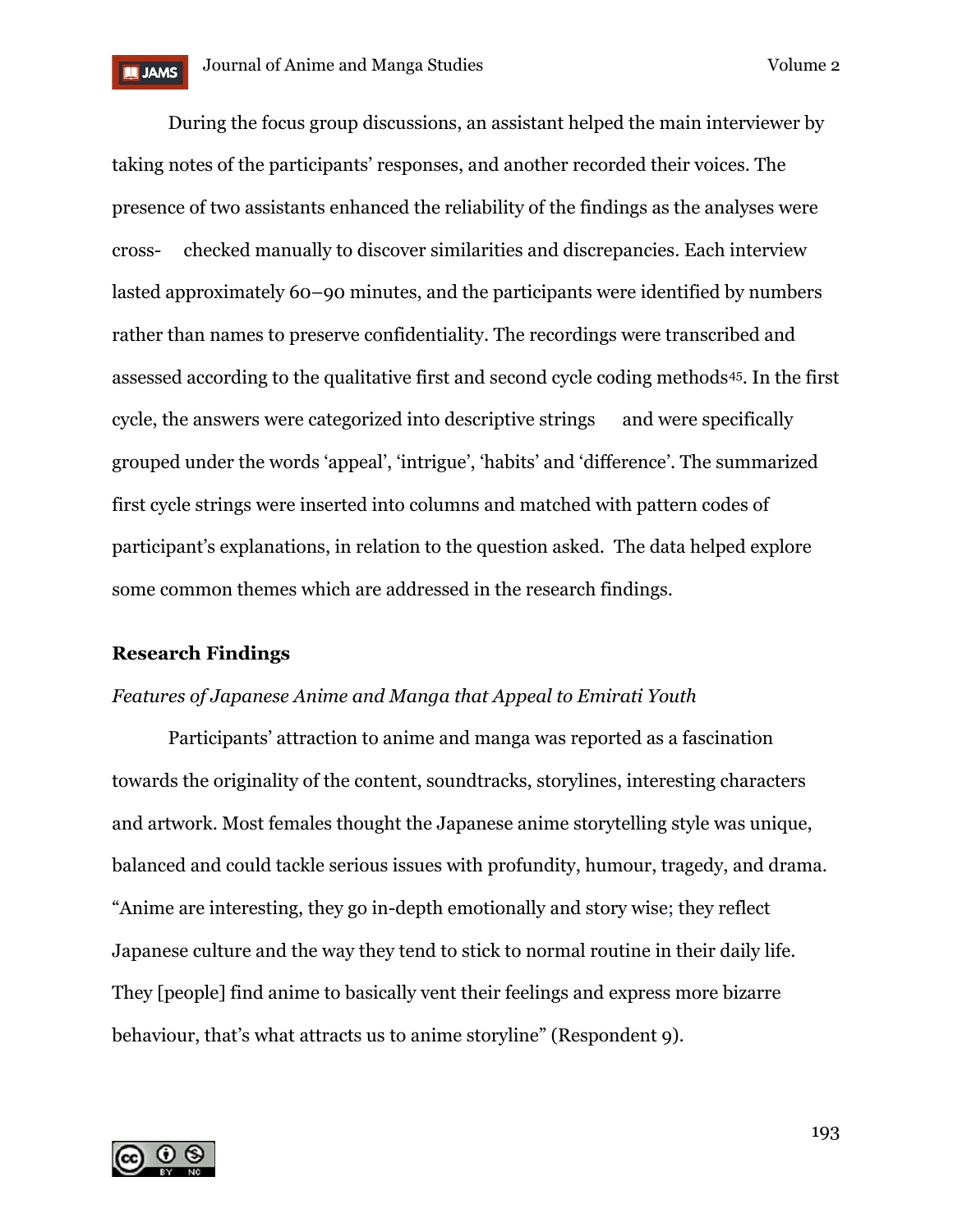During the focus group discussions, an assistant helped the main interviewer by taking notes of the participants' responses, and another recorded their voices. The presence of two assistants enhanced the reliability of the findings as the analyses were cross- checked manually to discover similarities and discrepancies. Each interview lasted approximately 60–90 minutes, and the participants were identified by numbers rather than names to preserve confidentiality. The recordings were transcribed and assessed according to the qualitative first and second cycle coding methods[45]. In the first cycle, the answers were categorized into descriptive strings and were specifically grouped under the words 'appeal', 'intrigue', 'habits' and 'difference'. The summarized first cycle strings were inserted into columns and matched with pattern codes of participant's explanations, in relation to the question asked. The data helped explore some common themes which are addressed in the research findings.

## Research Findings

### *Features of Japanese Anime and Manga that Appeal to Emirati Youth*

Participants' attraction to anime and manga was reported as a fascination towards the originality of the content, soundtracks, storylines, interesting characters and artwork. Most females thought the Japanese anime storytelling style was unique, balanced and could tackle serious issues with profundity, humour, tragedy, and drama. "Anime are interesting, they go in-depth emotionally and story wise; they reflect Japanese culture and the way they tend to stick to normal routine in their daily life. They [people] find anime to basically vent their feelings and express more bizarre behaviour, that's what attracts us to anime storyline" (Respondent 9).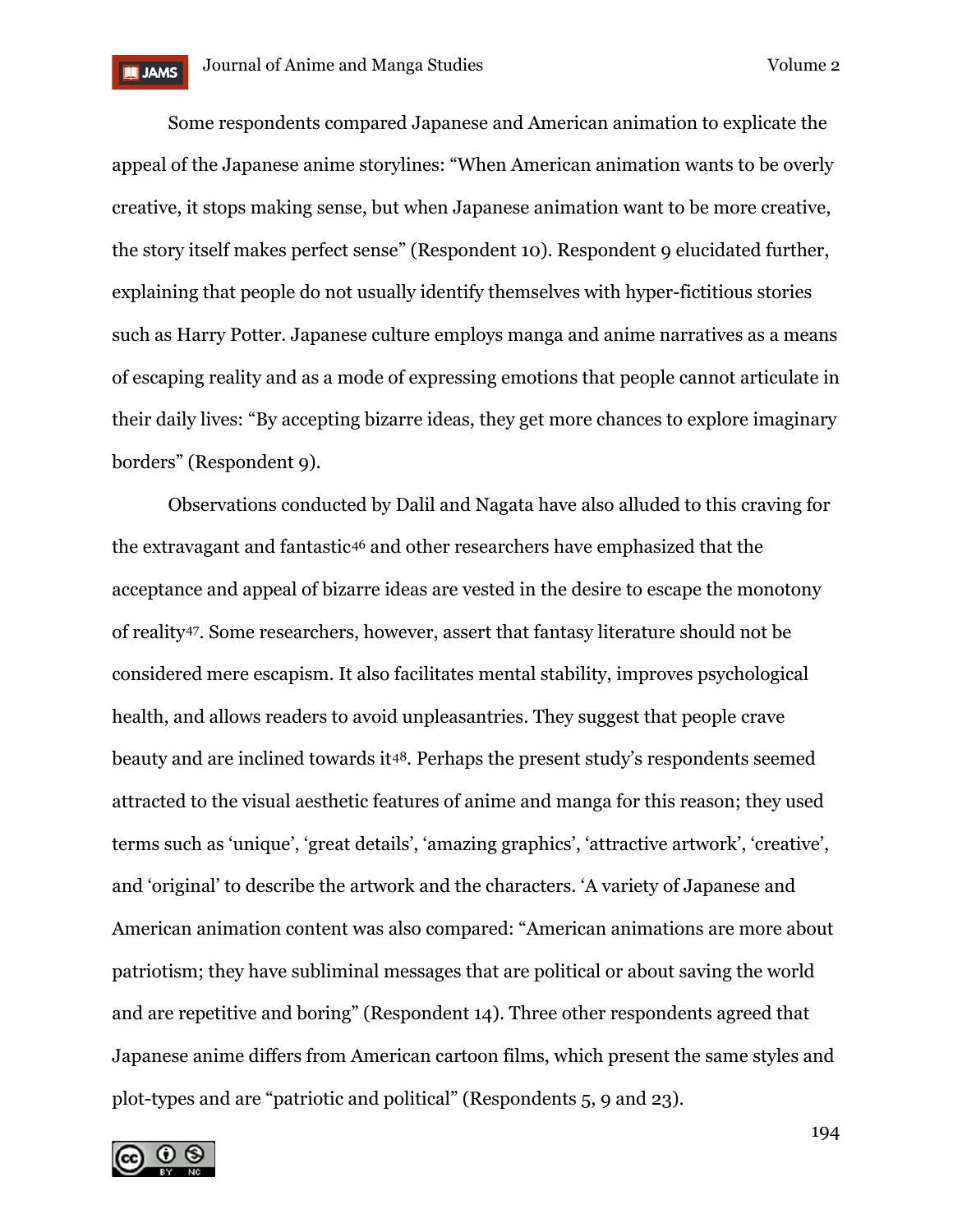Some respondents compared Japanese and American animation to explicate the appeal of the Japanese anime storylines: “When American animation wants to be overly creative, it stops making sense, but when Japanese animation want to be more creative, the story itself makes perfect sense” (Respondent 10). Respondent 9 elucidated further, explaining that people do not usually identify themselves with hyper-fictitious stories such as Harry Potter. Japanese culture employs manga and anime narratives as a means of escaping reality and as a mode of expressing emotions that people cannot articulate in their daily lives: “By accepting bizarre ideas, they get more chances to explore imaginary borders” (Respondent 9).

Observations conducted by Dalil and Nagata have also alluded to this craving for the extravagant and fantastic[46] and other researchers have emphasized that the acceptance and appeal of bizarre ideas are vested in the desire to escape the monotony of reality[47]. Some researchers, however, assert that fantasy literature should not be considered mere escapism. It also facilitates mental stability, improves psychological health, and allows readers to avoid unpleasantries. They suggest that people crave beauty and are inclined towards it[48]. Perhaps the present study’s respondents seemed attracted to the visual aesthetic features of anime and manga for this reason; they used terms such as ‘unique’, ‘great details’, ‘amazing graphics’, ‘attractive artwork’, ‘creative’, and ‘original’ to describe the artwork and the characters. ‘A variety of Japanese and American animation content was also compared: “American animations are more about patriotism; they have subliminal messages that are political or about saving the world and are repetitive and boring” (Respondent 14). Three other respondents agreed that Japanese anime differs from American cartoon films, which present the same styles and plot-types and are “patriotic and political” (Respondents 5, 9 and 23).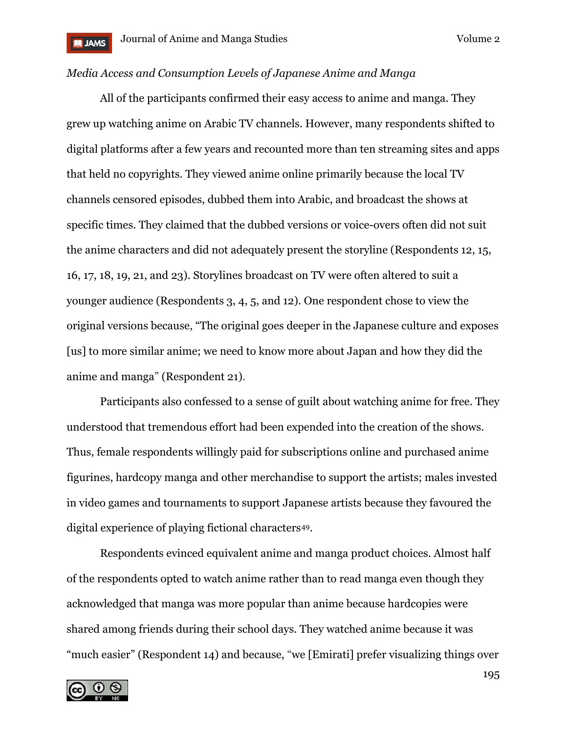*Media Access and Consumption Levels of Japanese Anime and Manga*

All of the participants confirmed their easy access to anime and manga. They grew up watching anime on Arabic TV channels. However, many respondents shifted to digital platforms after a few years and recounted more than ten streaming sites and apps that held no copyrights. They viewed anime online primarily because the local TV channels censored episodes, dubbed them into Arabic, and broadcast the shows at specific times. They claimed that the dubbed versions or voice-overs often did not suit the anime characters and did not adequately present the storyline (Respondents 12, 15, 16, 17, 18, 19, 21, and 23). Storylines broadcast on TV were often altered to suit a younger audience (Respondents 3, 4, 5, and 12). One respondent chose to view the original versions because, "The original goes deeper in the Japanese culture and exposes [us] to more similar anime; we need to know more about Japan and how they did the anime and manga" (Respondent 21).

Participants also confessed to a sense of guilt about watching anime for free. They understood that tremendous effort had been expended into the creation of the shows. Thus, female respondents willingly paid for subscriptions online and purchased anime figurines, hardcopy manga and other merchandise to support the artists; males invested in video games and tournaments to support Japanese artists because they favoured the digital experience of playing fictional characters[49].

Respondents evinced equivalent anime and manga product choices. Almost half of the respondents opted to watch anime rather than to read manga even though they acknowledged that manga was more popular than anime because hardcopies were shared among friends during their school days. They watched anime because it was "much easier" (Respondent 14) and because, "we [Emirati] prefer visualizing things over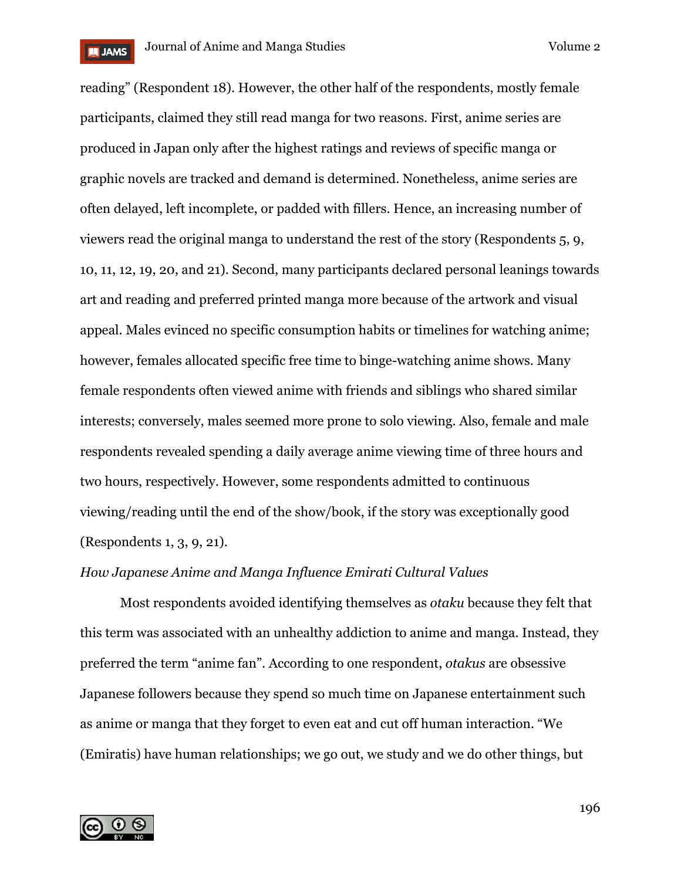reading" (Respondent 18). However, the other half of the respondents, mostly female participants, claimed they still read manga for two reasons. First, anime series are produced in Japan only after the highest ratings and reviews of specific manga or graphic novels are tracked and demand is determined. Nonetheless, anime series are often delayed, left incomplete, or padded with fillers. Hence, an increasing number of viewers read the original manga to understand the rest of the story (Respondents 5, 9, 10, 11, 12, 19, 20, and 21). Second, many participants declared personal leanings towards art and reading and preferred printed manga more because of the artwork and visual appeal. Males evinced no specific consumption habits or timelines for watching anime; however, females allocated specific free time to binge-watching anime shows. Many female respondents often viewed anime with friends and siblings who shared similar interests; conversely, males seemed more prone to solo viewing. Also, female and male respondents revealed spending a daily average anime viewing time of three hours and two hours, respectively. However, some respondents admitted to continuous viewing/reading until the end of the show/book, if the story was exceptionally good (Respondents 1, 3, 9, 21).

*How Japanese Anime and Manga Influence Emirati Cultural Values*

Most respondents avoided identifying themselves as *otaku* because they felt that this term was associated with an unhealthy addiction to anime and manga. Instead, they preferred the term "anime fan". According to one respondent, *otakus* are obsessive Japanese followers because they spend so much time on Japanese entertainment such as anime or manga that they forget to even eat and cut off human interaction. "We (Emiratis) have human relationships; we go out, we study and we do other things, but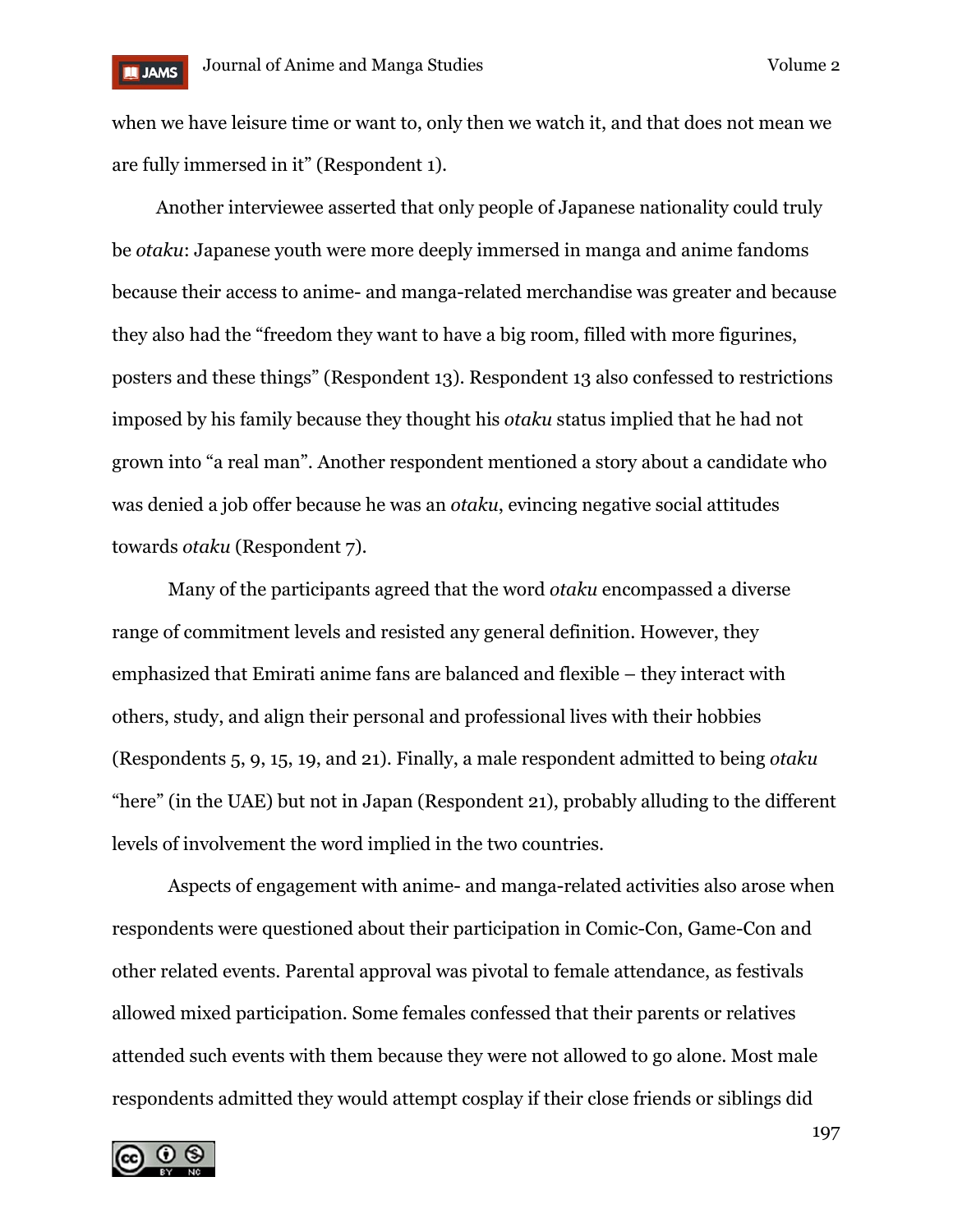when we have leisure time or want to, only then we watch it, and that does not mean we are fully immersed in it" (Respondent 1).

Another interviewee asserted that only people of Japanese nationality could truly be *otaku*: Japanese youth were more deeply immersed in manga and anime fandoms because their access to anime- and manga-related merchandise was greater and because they also had the "freedom they want to have a big room, filled with more figurines, posters and these things" (Respondent 13). Respondent 13 also confessed to restrictions imposed by his family because they thought his *otaku* status implied that he had not grown into "a real man". Another respondent mentioned a story about a candidate who was denied a job offer because he was an *otaku*, evincing negative social attitudes towards *otaku* (Respondent 7).

Many of the participants agreed that the word *otaku* encompassed a diverse range of commitment levels and resisted any general definition. However, they emphasized that Emirati anime fans are balanced and flexible – they interact with others, study, and align their personal and professional lives with their hobbies (Respondents 5, 9, 15, 19, and 21). Finally, a male respondent admitted to being *otaku* "here" (in the UAE) but not in Japan (Respondent 21), probably alluding to the different levels of involvement the word implied in the two countries.

Aspects of engagement with anime- and manga-related activities also arose when respondents were questioned about their participation in Comic-Con, Game-Con and other related events. Parental approval was pivotal to female attendance, as festivals allowed mixed participation. Some females confessed that their parents or relatives attended such events with them because they were not allowed to go alone. Most male respondents admitted they would attempt cosplay if their close friends or siblings did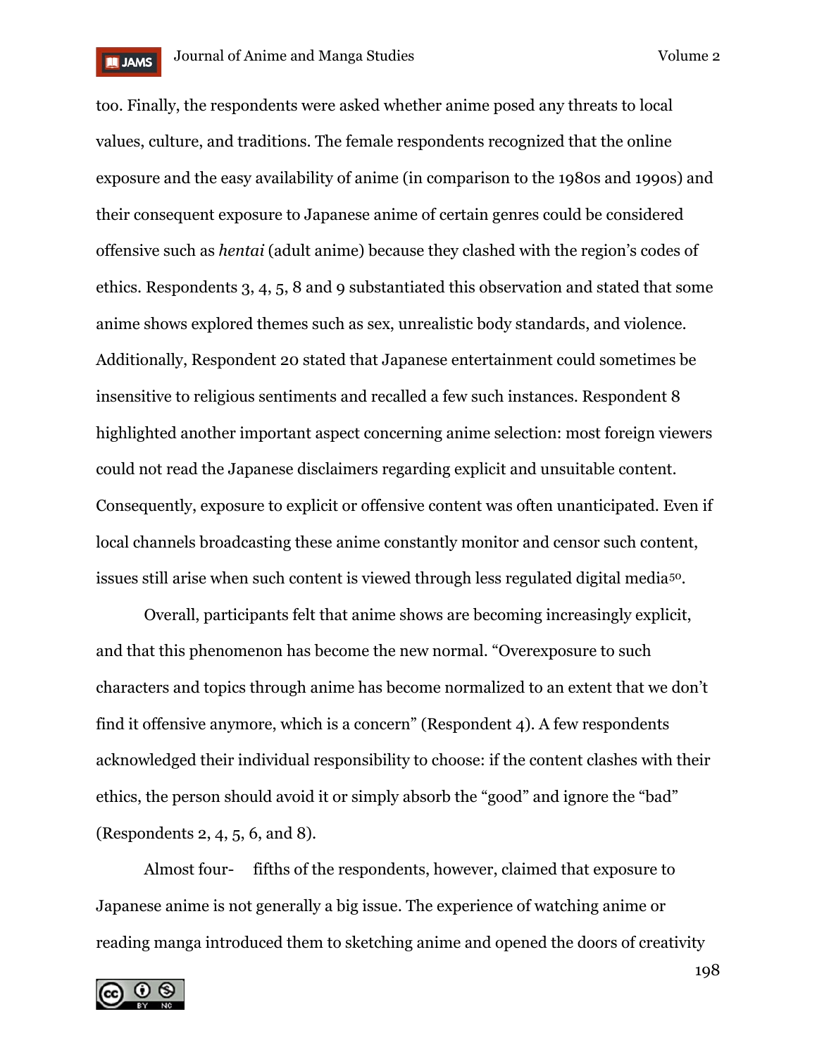too. Finally, the respondents were asked whether anime posed any threats to local values, culture, and traditions. The female respondents recognized that the online exposure and the easy availability of anime (in comparison to the 1980s and 1990s) and their consequent exposure to Japanese anime of certain genres could be considered offensive such as *hentai* (adult anime) because they clashed with the region's codes of ethics. Respondents 3, 4, 5, 8 and 9 substantiated this observation and stated that some anime shows explored themes such as sex, unrealistic body standards, and violence. Additionally, Respondent 20 stated that Japanese entertainment could sometimes be insensitive to religious sentiments and recalled a few such instances. Respondent 8 highlighted another important aspect concerning anime selection: most foreign viewers could not read the Japanese disclaimers regarding explicit and unsuitable content. Consequently, exposure to explicit or offensive content was often unanticipated. Even if local channels broadcasting these anime constantly monitor and censor such content, issues still arise when such content is viewed through less regulated digital media[50].

Overall, participants felt that anime shows are becoming increasingly explicit, and that this phenomenon has become the new normal. "Overexposure to such characters and topics through anime has become normalized to an extent that we don't find it offensive anymore, which is a concern" (Respondent 4). A few respondents acknowledged their individual responsibility to choose: if the content clashes with their ethics, the person should avoid it or simply absorb the "good" and ignore the "bad" (Respondents 2, 4, 5, 6, and 8).

Almost four-fifths of the respondents, however, claimed that exposure to Japanese anime is not generally a big issue. The experience of watching anime or reading manga introduced them to sketching anime and opened the doors of creativity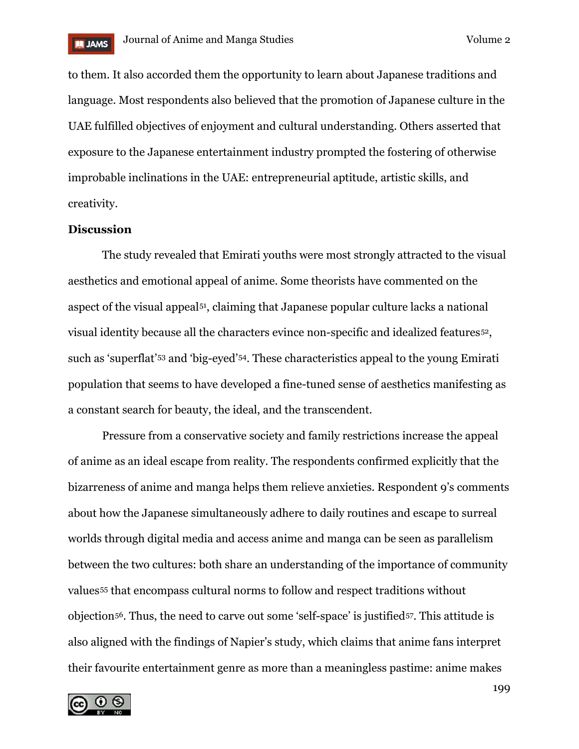to them. It also accorded them the opportunity to learn about Japanese traditions and language. Most respondents also believed that the promotion of Japanese culture in the UAE fulfilled objectives of enjoyment and cultural understanding. Others asserted that exposure to the Japanese entertainment industry prompted the fostering of otherwise improbable inclinations in the UAE: entrepreneurial aptitude, artistic skills, and creativity.

**Discussion**

The study revealed that Emirati youths were most strongly attracted to the visual aesthetics and emotional appeal of anime. Some theorists have commented on the aspect of the visual appeal[51], claiming that Japanese popular culture lacks a national visual identity because all the characters evince non-specific and idealized features[52], such as 'superflat'[53] and 'big-eyed'[54]. These characteristics appeal to the young Emirati population that seems to have developed a fine-tuned sense of aesthetics manifesting as a constant search for beauty, the ideal, and the transcendent.

Pressure from a conservative society and family restrictions increase the appeal of anime as an ideal escape from reality. The respondents confirmed explicitly that the bizarreness of anime and manga helps them relieve anxieties. Respondent 9's comments about how the Japanese simultaneously adhere to daily routines and escape to surreal worlds through digital media and access anime and manga can be seen as parallelism between the two cultures: both share an understanding of the importance of community values[55] that encompass cultural norms to follow and respect traditions without objection[56]. Thus, the need to carve out some 'self-space' is justified[57]. This attitude is also aligned with the findings of Napier's study, which claims that anime fans interpret their favourite entertainment genre as more than a meaningless pastime: anime makes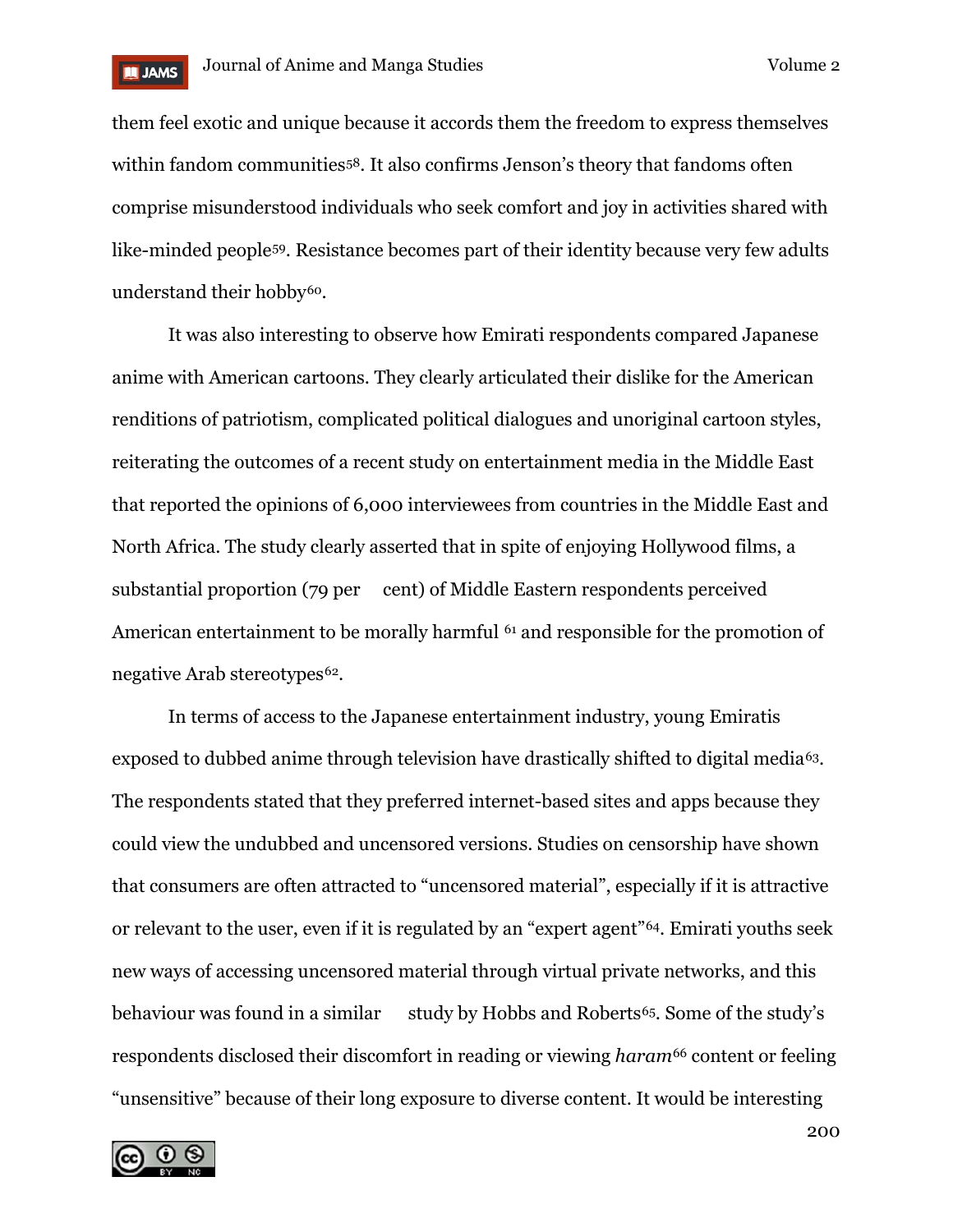them feel exotic and unique because it accords them the freedom to express themselves within fandom communities[58]. It also confirms Jenson's theory that fandoms often comprise misunderstood individuals who seek comfort and joy in activities shared with like-minded people[59]. Resistance becomes part of their identity because very few adults understand their hobby[60].

It was also interesting to observe how Emirati respondents compared Japanese anime with American cartoons. They clearly articulated their dislike for the American renditions of patriotism, complicated political dialogues and unoriginal cartoon styles, reiterating the outcomes of a recent study on entertainment media in the Middle East that reported the opinions of 6,000 interviewees from countries in the Middle East and North Africa. The study clearly asserted that in spite of enjoying Hollywood films, a substantial proportion (79 per cent) of Middle Eastern respondents perceived American entertainment to be morally harmful [61] and responsible for the promotion of negative Arab stereotypes[62].

In terms of access to the Japanese entertainment industry, young Emiratis exposed to dubbed anime through television have drastically shifted to digital media[63]. The respondents stated that they preferred internet-based sites and apps because they could view the undubbed and uncensored versions. Studies on censorship have shown that consumers are often attracted to "uncensored material", especially if it is attractive or relevant to the user, even if it is regulated by an "expert agent"[64]. Emirati youths seek new ways of accessing uncensored material through virtual private networks, and this behaviour was found in a similar study by Hobbs and Roberts[65]. Some of the study's respondents disclosed their discomfort in reading or viewing *haram*[66] content or feeling "unsensitive" because of their long exposure to diverse content. It would be interesting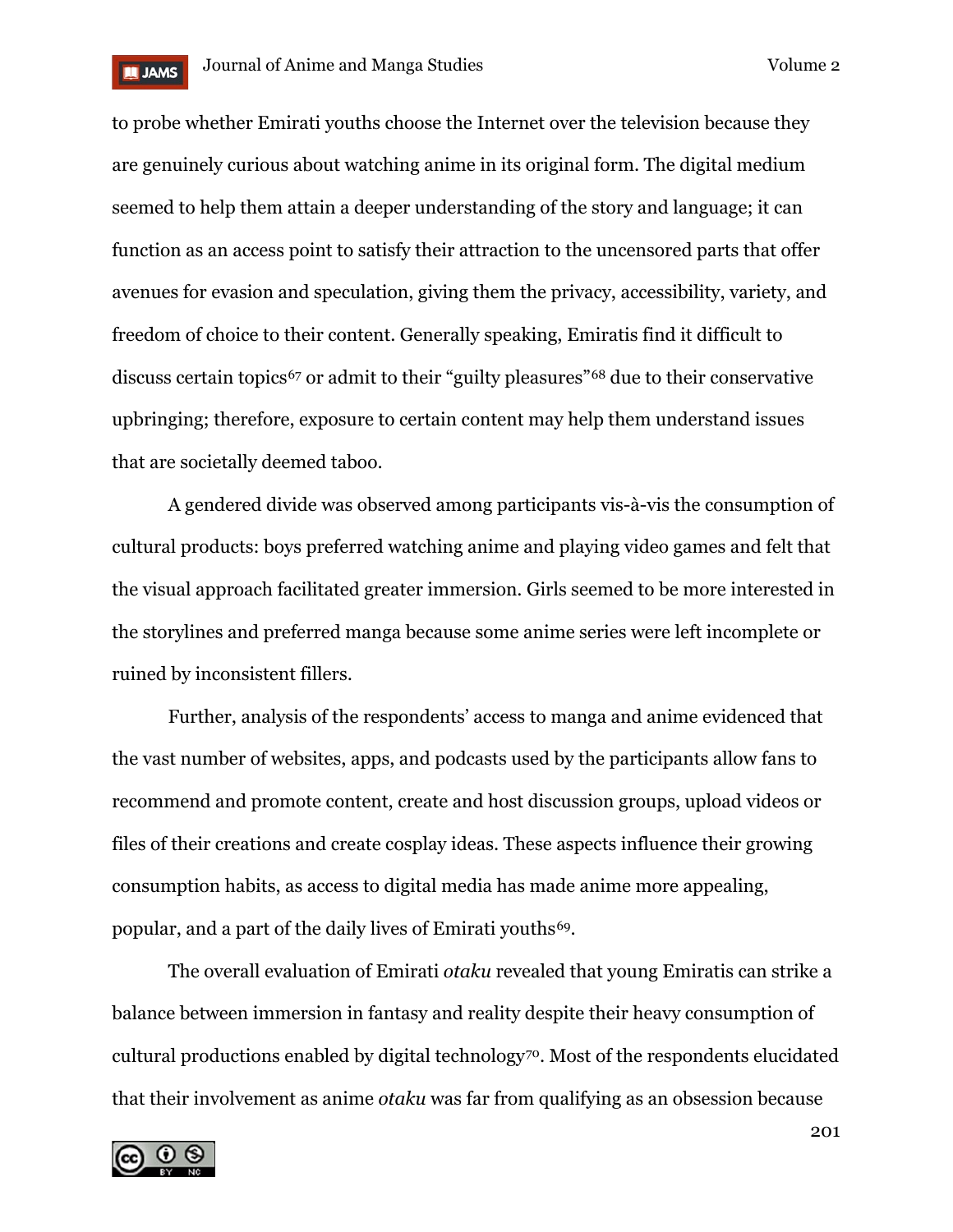to probe whether Emirati youths choose the Internet over the television because they are genuinely curious about watching anime in its original form. The digital medium seemed to help them attain a deeper understanding of the story and language; it can function as an access point to satisfy their attraction to the uncensored parts that offer avenues for evasion and speculation, giving them the privacy, accessibility, variety, and freedom of choice to their content. Generally speaking, Emiratis find it difficult to discuss certain topics[67] or admit to their "guilty pleasures"[68] due to their conservative upbringing; therefore, exposure to certain content may help them understand issues that are societally deemed taboo.

A gendered divide was observed among participants vis-à-vis the consumption of cultural products: boys preferred watching anime and playing video games and felt that the visual approach facilitated greater immersion. Girls seemed to be more interested in the storylines and preferred manga because some anime series were left incomplete or ruined by inconsistent fillers.

Further, analysis of the respondents' access to manga and anime evidenced that the vast number of websites, apps, and podcasts used by the participants allow fans to recommend and promote content, create and host discussion groups, upload videos or files of their creations and create cosplay ideas. These aspects influence their growing consumption habits, as access to digital media has made anime more appealing, popular, and a part of the daily lives of Emirati youths[69].

The overall evaluation of Emirati *otaku* revealed that young Emiratis can strike a balance between immersion in fantasy and reality despite their heavy consumption of cultural productions enabled by digital technology[70]. Most of the respondents elucidated that their involvement as anime *otaku* was far from qualifying as an obsession because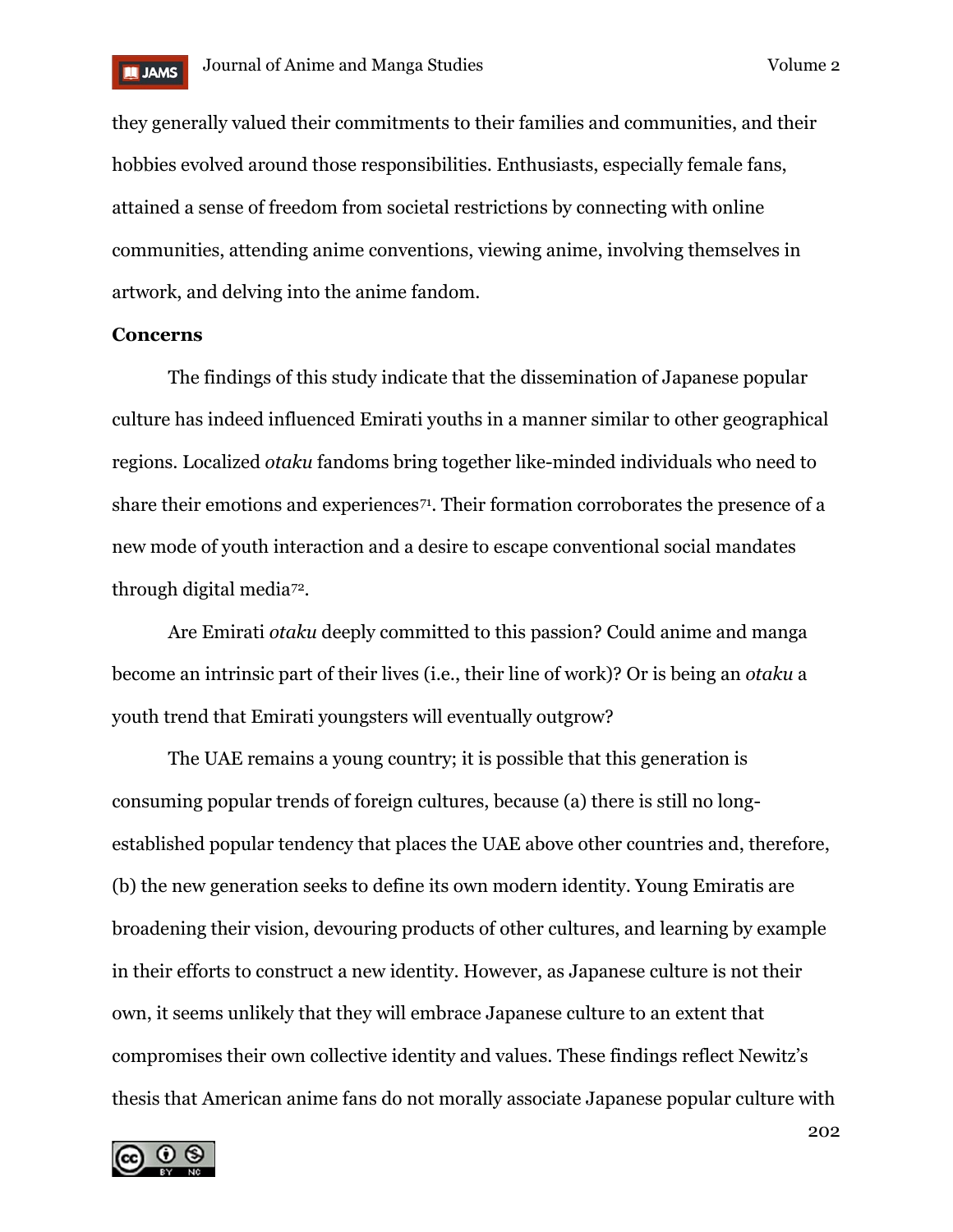they generally valued their commitments to their families and communities, and their hobbies evolved around those responsibilities. Enthusiasts, especially female fans, attained a sense of freedom from societal restrictions by connecting with online communities, attending anime conventions, viewing anime, involving themselves in artwork, and delving into the anime fandom.

**Concerns**

The findings of this study indicate that the dissemination of Japanese popular culture has indeed influenced Emirati youths in a manner similar to other geographical regions. Localized *otaku* fandoms bring together like-minded individuals who need to share their emotions and experiences[71]. Their formation corroborates the presence of a new mode of youth interaction and a desire to escape conventional social mandates through digital media[72].

Are Emirati *otaku* deeply committed to this passion? Could anime and manga become an intrinsic part of their lives (i.e., their line of work)? Or is being an *otaku* a youth trend that Emirati youngsters will eventually outgrow?

The UAE remains a young country; it is possible that this generation is consuming popular trends of foreign cultures, because (a) there is still no long-established popular tendency that places the UAE above other countries and, therefore, (b) the new generation seeks to define its own modern identity. Young Emiratis are broadening their vision, devouring products of other cultures, and learning by example in their efforts to construct a new identity. However, as Japanese culture is not their own, it seems unlikely that they will embrace Japanese culture to an extent that compromises their own collective identity and values. These findings reflect Newitz's thesis that American anime fans do not morally associate Japanese popular culture with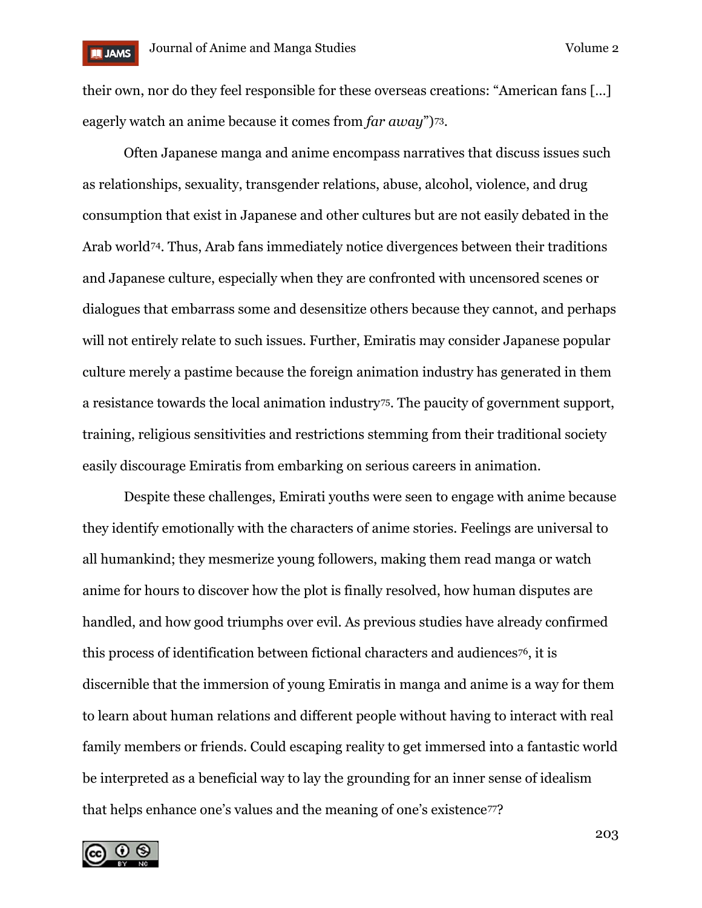their own, nor do they feel responsible for these overseas creations: “American fans [...] eagerly watch an anime because it comes from *far away*”)[73].

Often Japanese manga and anime encompass narratives that discuss issues such as relationships, sexuality, transgender relations, abuse, alcohol, violence, and drug consumption that exist in Japanese and other cultures but are not easily debated in the Arab world[74]. Thus, Arab fans immediately notice divergences between their traditions and Japanese culture, especially when they are confronted with uncensored scenes or dialogues that embarrass some and desensitize others because they cannot, and perhaps will not entirely relate to such issues. Further, Emiratis may consider Japanese popular culture merely a pastime because the foreign animation industry has generated in them a resistance towards the local animation industry[75]. The paucity of government support, training, religious sensitivities and restrictions stemming from their traditional society easily discourage Emiratis from embarking on serious careers in animation.

Despite these challenges, Emirati youths were seen to engage with anime because they identify emotionally with the characters of anime stories. Feelings are universal to all humankind; they mesmerize young followers, making them read manga or watch anime for hours to discover how the plot is finally resolved, how human disputes are handled, and how good triumphs over evil. As previous studies have already confirmed this process of identification between fictional characters and audiences[76], it is discernible that the immersion of young Emiratis in manga and anime is a way for them to learn about human relations and different people without having to interact with real family members or friends. Could escaping reality to get immersed into a fantastic world be interpreted as a beneficial way to lay the grounding for an inner sense of idealism that helps enhance one’s values and the meaning of one’s existence[77]?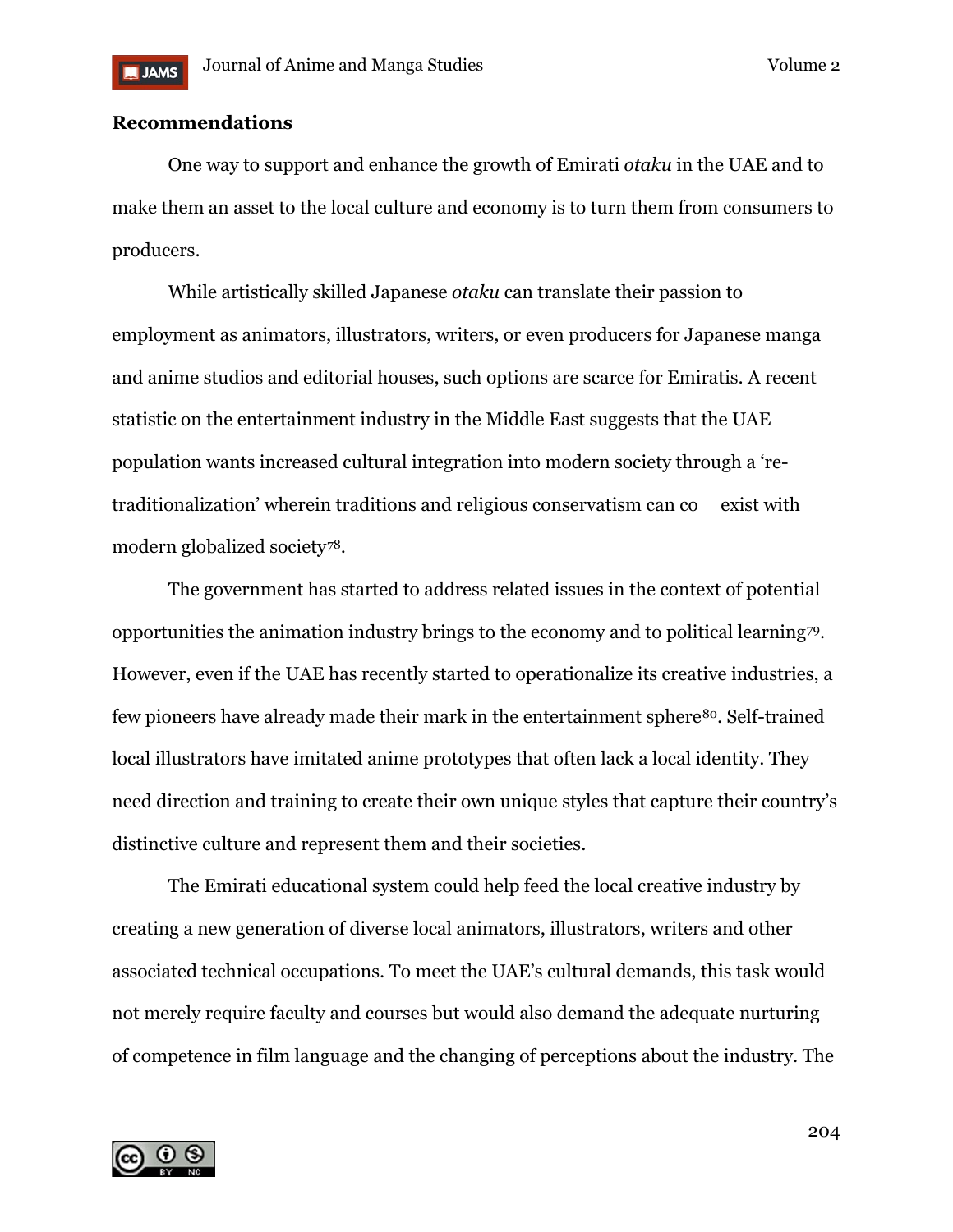**Recommendations**

One way to support and enhance the growth of Emirati *otaku* in the UAE and to make them an asset to the local culture and economy is to turn them from consumers to producers.

While artistically skilled Japanese *otaku* can translate their passion to employment as animators, illustrators, writers, or even producers for Japanese manga and anime studios and editorial houses, such options are scarce for Emiratis. A recent statistic on the entertainment industry in the Middle East suggests that the UAE population wants increased cultural integration into modern society through a 're-traditionalization' wherein traditions and religious conservatism can co exist with modern globalized society[78].

The government has started to address related issues in the context of potential opportunities the animation industry brings to the economy and to political learning[79]. However, even if the UAE has recently started to operationalize its creative industries, a few pioneers have already made their mark in the entertainment sphere[80]. Self-trained local illustrators have imitated anime prototypes that often lack a local identity. They need direction and training to create their own unique styles that capture their country's distinctive culture and represent them and their societies.

The Emirati educational system could help feed the local creative industry by creating a new generation of diverse local animators, illustrators, writers and other associated technical occupations. To meet the UAE's cultural demands, this task would not merely require faculty and courses but would also demand the adequate nurturing of competence in film language and the changing of perceptions about the industry. The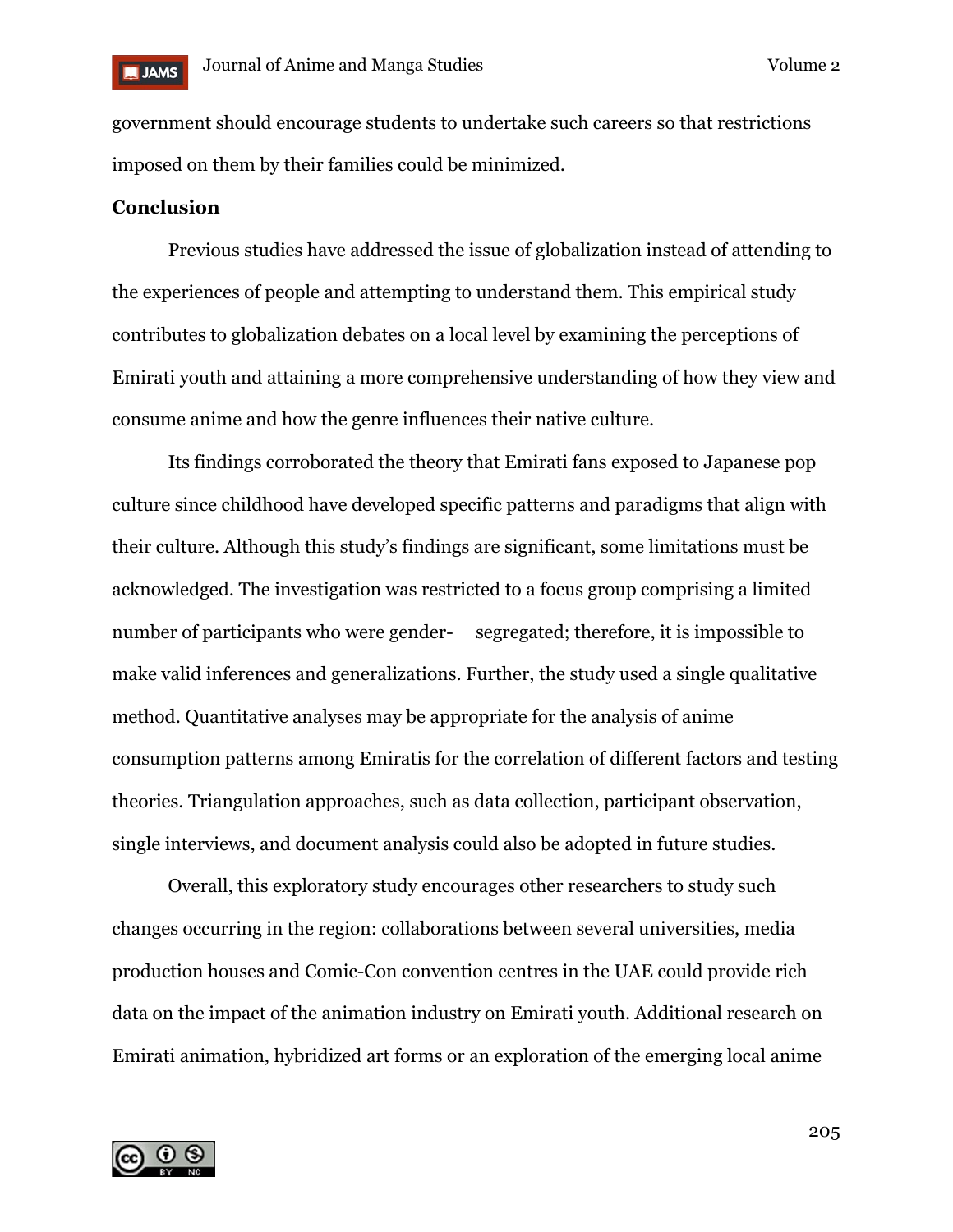government should encourage students to undertake such careers so that restrictions imposed on them by their families could be minimized.

**Conclusion**

Previous studies have addressed the issue of globalization instead of attending to the experiences of people and attempting to understand them. This empirical study contributes to globalization debates on a local level by examining the perceptions of Emirati youth and attaining a more comprehensive understanding of how they view and consume anime and how the genre influences their native culture.

Its findings corroborated the theory that Emirati fans exposed to Japanese pop culture since childhood have developed specific patterns and paradigms that align with their culture. Although this study's findings are significant, some limitations must be acknowledged. The investigation was restricted to a focus group comprising a limited number of participants who were gender- segregated; therefore, it is impossible to make valid inferences and generalizations. Further, the study used a single qualitative method. Quantitative analyses may be appropriate for the analysis of anime consumption patterns among Emiratis for the correlation of different factors and testing theories. Triangulation approaches, such as data collection, participant observation, single interviews, and document analysis could also be adopted in future studies.

Overall, this exploratory study encourages other researchers to study such changes occurring in the region: collaborations between several universities, media production houses and Comic-Con convention centres in the UAE could provide rich data on the impact of the animation industry on Emirati youth. Additional research on Emirati animation, hybridized art forms or an exploration of the emerging local anime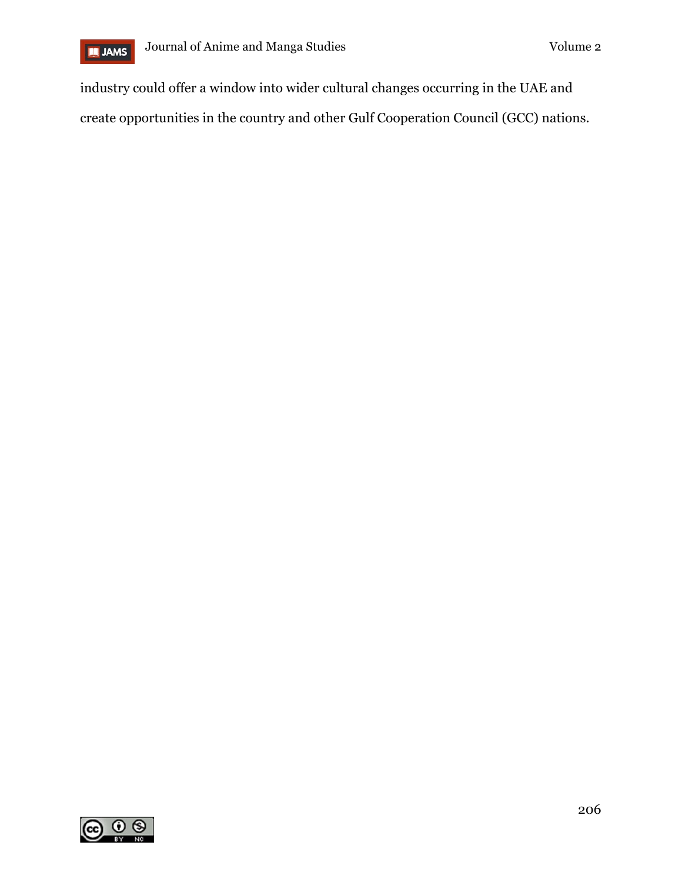industry could offer a window into wider cultural changes occurring in the UAE and create opportunities in the country and other Gulf Cooperation Council (GCC) nations.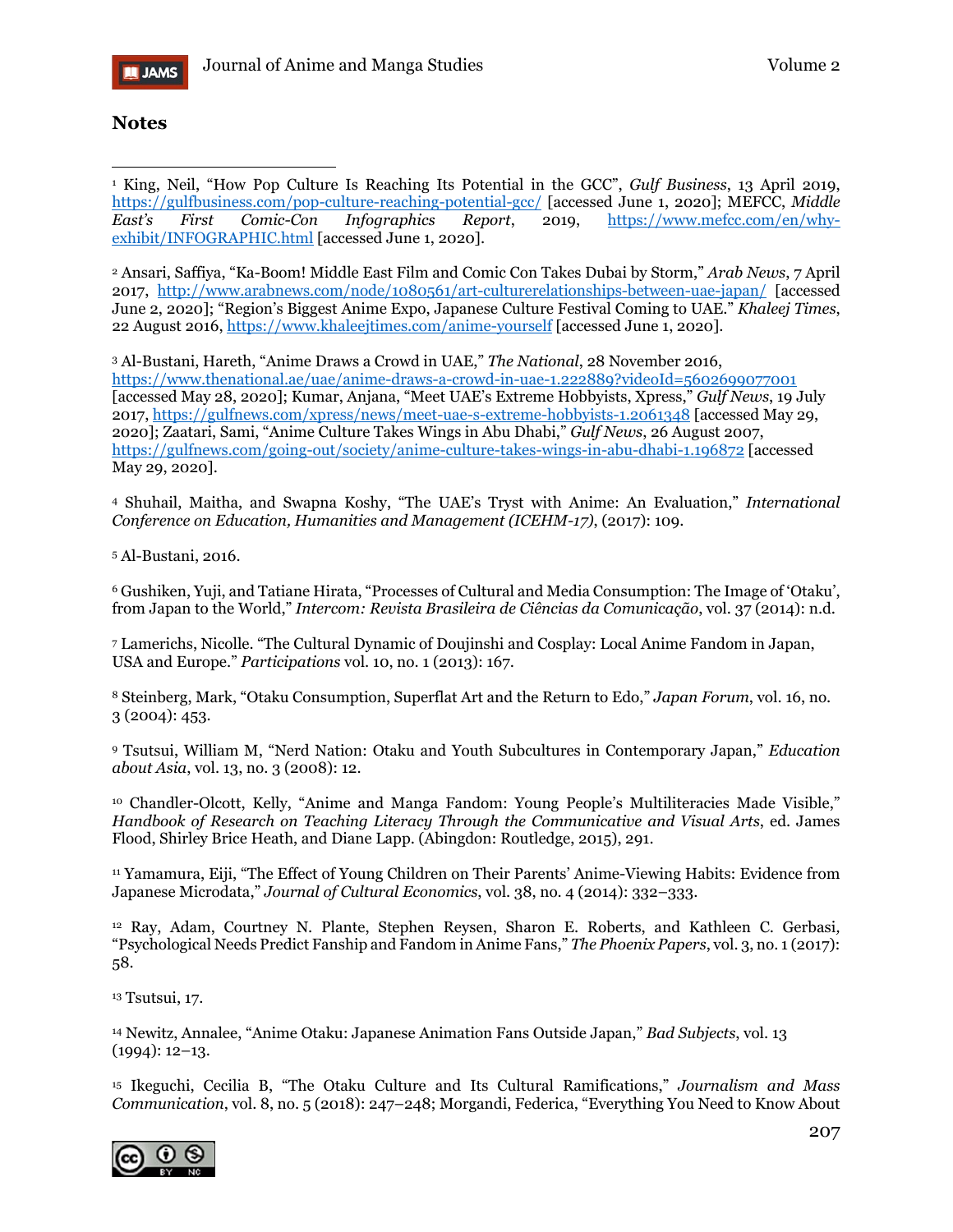## Notes

[1] King, Neil, "How Pop Culture Is Reaching Its Potential in the GCC", *Gulf Business*, 13 April 2019, https://gulfbusiness.com/pop-culture-reaching-potential-gcc/ [accessed June 1, 2020]; MEFCC, *Middle East's First Comic-Con Infographics Report*, 2019, https://www.mefcc.com/en/why-exhibit/INFOGRAPHIC.html [accessed June 1, 2020].

[2] Ansari, Saffiya, "Ka-Boom! Middle East Film and Comic Con Takes Dubai by Storm," *Arab News*, 7 April 2017, http://www.arabnews.com/node/1080561/art-culturerelationships-between-uae-japan/ [accessed June 2, 2020]; "Region's Biggest Anime Expo, Japanese Culture Festival Coming to UAE." *Khaleej Times*, 22 August 2016, https://www.khaleejtimes.com/anime-yourself [accessed June 1, 2020].

[3] Al-Bustani, Hareth, "Anime Draws a Crowd in UAE," *The National*, 28 November 2016, https://www.thenational.ae/uae/anime-draws-a-crowd-in-uae-1.222889?videoId=5602699077001 [accessed May 28, 2020]; Kumar, Anjana, "Meet UAE's Extreme Hobbyists, Xpress," *Gulf News*, 19 July 2017, https://gulfnews.com/xpress/news/meet-uae-s-extreme-hobbyists-1.2061348 [accessed May 29, 2020]; Zaatari, Sami, "Anime Culture Takes Wings in Abu Dhabi," *Gulf News*, 26 August 2007, https://gulfnews.com/going-out/society/anime-culture-takes-wings-in-abu-dhabi-1.196872 [accessed May 29, 2020].

[4] Shuhail, Maitha, and Swapna Koshy, "The UAE's Tryst with Anime: An Evaluation," *International Conference on Education, Humanities and Management (ICEHM-17)*, (2017): 109.

[5] Al-Bustani, 2016.

[6] Gushiken, Yuji, and Tatiane Hirata, "Processes of Cultural and Media Consumption: The Image of 'Otaku', from Japan to the World," *Intercom: Revista Brasileira de Ciências da Comunicação*, vol. 37 (2014): n.d.

[7] Lamerichs, Nicolle. "The Cultural Dynamic of Doujinshi and Cosplay: Local Anime Fandom in Japan, USA and Europe." *Participations* vol. 10, no. 1 (2013): 167.

[8] Steinberg, Mark, "Otaku Consumption, Superflat Art and the Return to Edo," *Japan Forum*, vol. 16, no. 3 (2004): 453.

[9] Tsutsui, William M, "Nerd Nation: Otaku and Youth Subcultures in Contemporary Japan," *Education about Asia*, vol. 13, no. 3 (2008): 12.

[10] Chandler-Olcott, Kelly, "Anime and Manga Fandom: Young People's Multiliteracies Made Visible," *Handbook of Research on Teaching Literacy Through the Communicative and Visual Arts*, ed. James Flood, Shirley Brice Heath, and Diane Lapp. (Abingdon: Routledge, 2015), 291.

[11] Yamamura, Eiji, "The Effect of Young Children on Their Parents' Anime-Viewing Habits: Evidence from Japanese Microdata," *Journal of Cultural Economics*, vol. 38, no. 4 (2014): 332–333.

[12] Ray, Adam, Courtney N. Plante, Stephen Reysen, Sharon E. Roberts, and Kathleen C. Gerbasi, "Psychological Needs Predict Fanship and Fandom in Anime Fans," *The Phoenix Papers*, vol. 3, no. 1 (2017): 58.

[13] Tsutsui, 17.

[14] Newitz, Annalee, "Anime Otaku: Japanese Animation Fans Outside Japan," *Bad Subjects*, vol. 13 (1994): 12–13.

[15] Ikeguchi, Cecilia B, "The Otaku Culture and Its Cultural Ramifications," *Journalism and Mass Communication*, vol. 8, no. 5 (2018): 247–248; Morgandi, Federica, "Everything You Need to Know About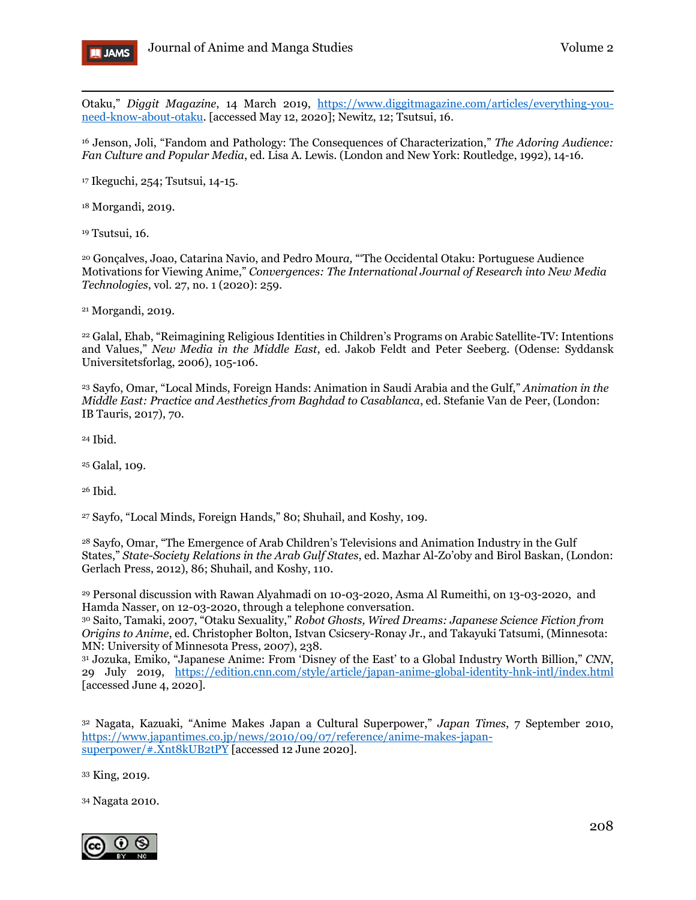Otaku," *Diggit Magazine*, 14 March 2019, https://www.diggitmagazine.com/articles/everything-you-need-know-about-otaku. [accessed May 12, 2020]; Newitz, 12; Tsutsui, 16.

[16] Jenson, Joli, "Fandom and Pathology: The Consequences of Characterization," *The Adoring Audience: Fan Culture and Popular Media*, ed. Lisa A. Lewis. (London and New York: Routledge, 1992), 14-16.

[17] Ikeguchi, 254; Tsutsui, 14-15.

[18] Morgandi, 2019.

[19] Tsutsui, 16.

[20] Gonçalves, Joao, Catarina Navio, and Pedro Moura, "'The Occidental Otaku: Portuguese Audience Motivations for Viewing Anime," *Convergences: The International Journal of Research into New Media Technologies*, vol. 27, no. 1 (2020): 259.

[21] Morgandi, 2019.

[22] Galal, Ehab, "Reimagining Religious Identities in Children's Programs on Arabic Satellite-TV: Intentions and Values," *New Media in the Middle East*, ed. Jakob Feldt and Peter Seeberg. (Odense: Syddansk Universitetsforlag, 2006), 105-106.

[23] Sayfo, Omar, "Local Minds, Foreign Hands: Animation in Saudi Arabia and the Gulf," *Animation in the Middle East: Practice and Aesthetics from Baghdad to Casablanca*, ed. Stefanie Van de Peer, (London: IB Tauris, 2017), 70.

[24] Ibid.

[25] Galal, 109.

[26] Ibid.

[27] Sayfo, "Local Minds, Foreign Hands," 80; Shuhail, and Koshy, 109.

[28] Sayfo, Omar, "The Emergence of Arab Children's Televisions and Animation Industry in the Gulf States," *State-Society Relations in the Arab Gulf States*, ed. Mazhar Al-Zo'oby and Birol Baskan, (London: Gerlach Press, 2012), 86; Shuhail, and Koshy, 110.

[29] Personal discussion with Rawan Alyahmadi on 10-03-2020, Asma Al Rumeithi, on 13-03-2020, and Hamda Nasser, on 12-03-2020, through a telephone conversation.

[30] Saito, Tamaki, 2007, "Otaku Sexuality," *Robot Ghosts, Wired Dreams: Japanese Science Fiction from Origins to Anime*, ed. Christopher Bolton, Istvan Csicsery-Ronay Jr., and Takayuki Tatsumi, (Minnesota: MN: University of Minnesota Press, 2007), 238.

[31] Jozuka, Emiko, "Japanese Anime: From 'Disney of the East' to a Global Industry Worth Billion," *CNN*, 29 July 2019, https://edition.cnn.com/style/article/japan-anime-global-identity-hnk-intl/index.html [accessed June 4, 2020].

[32] Nagata, Kazuaki, "Anime Makes Japan a Cultural Superpower," *Japan Times*, 7 September 2010, https://www.japantimes.co.jp/news/2010/09/07/reference/anime-makes-japan-superpower/#.Xnt8kUB2tPY [accessed 12 June 2020].

[33] King, 2019.

[34] Nagata 2010.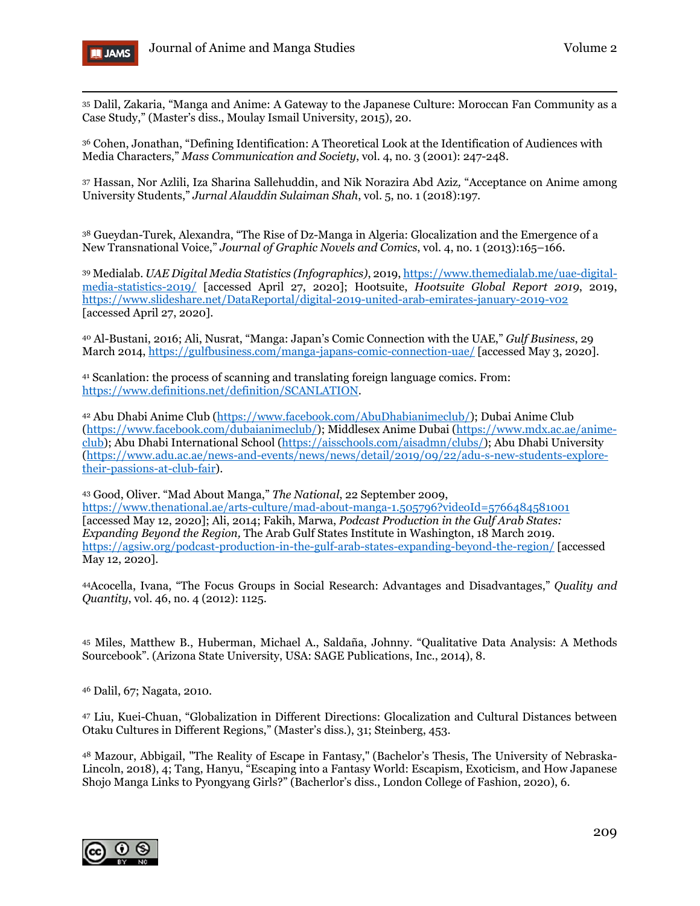[35] Dalil, Zakaria, "Manga and Anime: A Gateway to the Japanese Culture: Moroccan Fan Community as a Case Study," (Master's diss., Moulay Ismail University, 2015), 20.

[36] Cohen, Jonathan, "Defining Identification: A Theoretical Look at the Identification of Audiences with Media Characters," *Mass Communication and Society*, vol. 4, no. 3 (2001): 247-248.

[37] Hassan, Nor Azlili, Iza Sharina Sallehuddin, and Nik Norazira Abd Aziz, "Acceptance on Anime among University Students," *Jurnal Alauddin Sulaiman Shah*, vol. 5, no. 1 (2018):197.

[38] Gueydan-Turek, Alexandra, "The Rise of Dz-Manga in Algeria: Glocalization and the Emergence of a New Transnational Voice," *Journal of Graphic Novels and Comics*, vol. 4, no. 1 (2013):165–166.

[39] Medialab. *UAE Digital Media Statistics (Infographics)*, 2019, https://www.themedialab.me/uae-digital-media-statistics-2019/ [accessed April 27, 2020]; Hootsuite, *Hootsuite Global Report 2019*, 2019, https://www.slideshare.net/DataReportal/digital-2019-united-arab-emirates-january-2019-v02 [accessed April 27, 2020].

[40] Al-Bustani, 2016; Ali, Nusrat, "Manga: Japan's Comic Connection with the UAE," *Gulf Business*, 29 March 2014, https://gulfbusiness.com/manga-japans-comic-connection-uae/ [accessed May 3, 2020].

[41] Scanlation: the process of scanning and translating foreign language comics. From: https://www.definitions.net/definition/SCANLATION.

[42] Abu Dhabi Anime Club (https://www.facebook.com/AbuDhabianimeclub/); Dubai Anime Club (https://www.facebook.com/dubaianimeclub/); Middlesex Anime Dubai (https://www.mdx.ac.ae/anime-club); Abu Dhabi International School (https://aisschools.com/aisadmn/clubs/); Abu Dhabi University (https://www.adu.ac.ae/news-and-events/news/news/detail/2019/09/22/adu-s-new-students-explore-their-passions-at-club-fair).

[43] Good, Oliver. "Mad About Manga," *The National*, 22 September 2009, https://www.thenational.ae/arts-culture/mad-about-manga-1.505796?videoId=5766484581001 [accessed May 12, 2020]; Ali, 2014; Fakih, Marwa, *Podcast Production in the Gulf Arab States: Expanding Beyond the Region,* The Arab Gulf States Institute in Washington, 18 March 2019. https://agsiw.org/podcast-production-in-the-gulf-arab-states-expanding-beyond-the-region/ [accessed May 12, 2020].

[44] Acocella, Ivana, "The Focus Groups in Social Research: Advantages and Disadvantages," *Quality and Quantity*, vol. 46, no. 4 (2012): 1125.

[45] Miles, Matthew B., Huberman, Michael A., Saldaña, Johnny. "Qualitative Data Analysis: A Methods Sourcebook". (Arizona State University, USA: SAGE Publications, Inc., 2014), 8.

[46] Dalil, 67; Nagata, 2010.

[47] Liu, Kuei-Chuan, "Globalization in Different Directions: Glocalization and Cultural Distances between Otaku Cultures in Different Regions," (Master's diss.), 31; Steinberg, 453.

[48] Mazour, Abbigail, "The Reality of Escape in Fantasy," (Bachelor's Thesis, The University of Nebraska-Lincoln, 2018), 4; Tang, Hanyu, "Escaping into a Fantasy World: Escapism, Exoticism, and How Japanese Shojo Manga Links to Pyongyang Girls?" (Bacherlor's diss., London College of Fashion, 2020), 6.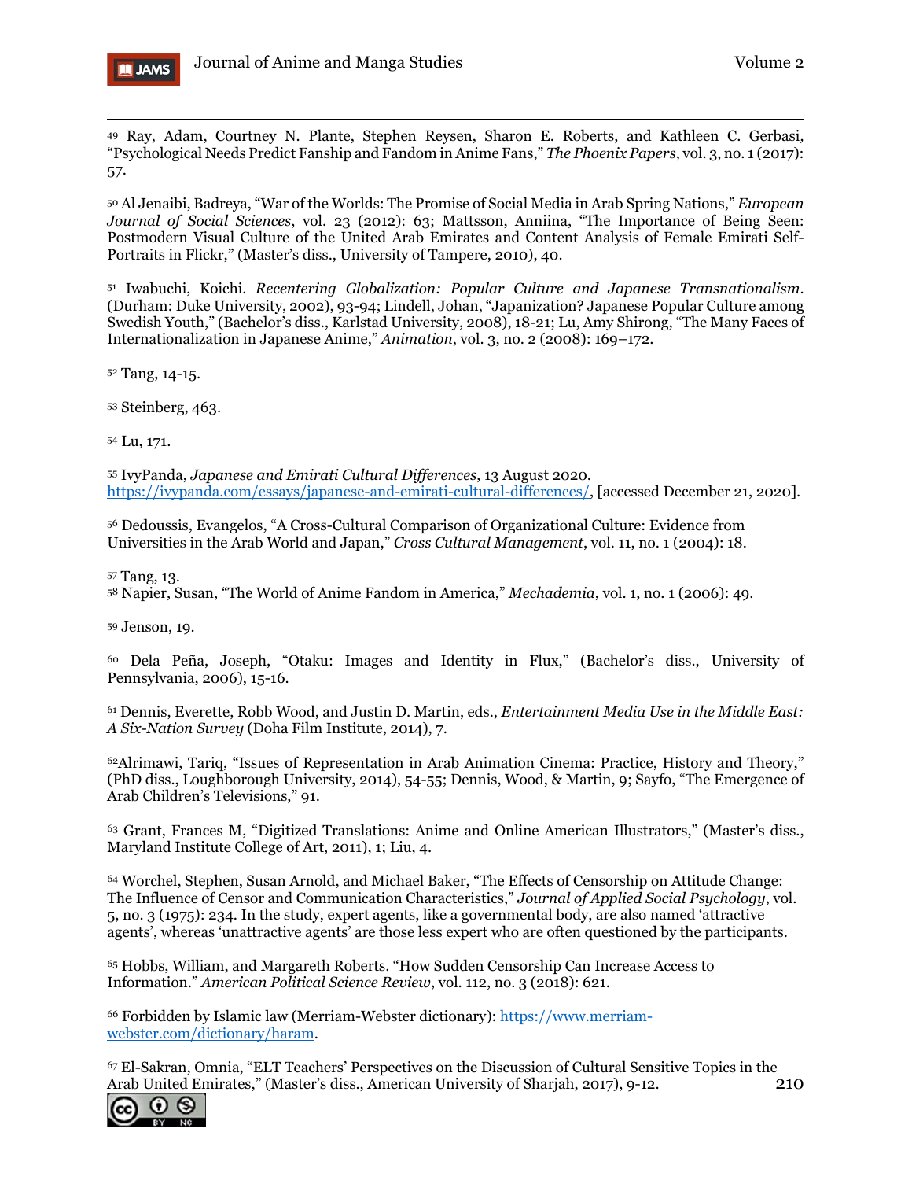[49] Ray, Adam, Courtney N. Plante, Stephen Reysen, Sharon E. Roberts, and Kathleen C. Gerbasi, "Psychological Needs Predict Fanship and Fandom in Anime Fans," *The Phoenix Papers*, vol. 3, no. 1 (2017): 57.

[50] Al Jenaibi, Badreya, "War of the Worlds: The Promise of Social Media in Arab Spring Nations," *European Journal of Social Sciences*, vol. 23 (2012): 63; Mattsson, Anniina, "The Importance of Being Seen: Postmodern Visual Culture of the United Arab Emirates and Content Analysis of Female Emirati Self-Portraits in Flickr," (Master's diss., University of Tampere, 2010), 40.

[51] Iwabuchi, Koichi. *Recentering Globalization: Popular Culture and Japanese Transnationalism*. (Durham: Duke University, 2002), 93-94; Lindell, Johan, "Japanization? Japanese Popular Culture among Swedish Youth," (Bachelor's diss., Karlstad University, 2008), 18-21; Lu, Amy Shirong, "The Many Faces of Internationalization in Japanese Anime," *Animation*, vol. 3, no. 2 (2008): 169–172.

[52] Tang, 14-15.

[53] Steinberg, 463.

[54] Lu, 171.

[55] IvyPanda, *Japanese and Emirati Cultural Differences*, 13 August 2020. https://ivypanda.com/essays/japanese-and-emirati-cultural-differences/, [accessed December 21, 2020].

[56] Dedoussis, Evangelos, "A Cross-Cultural Comparison of Organizational Culture: Evidence from Universities in the Arab World and Japan," *Cross Cultural Management*, vol. 11, no. 1 (2004): 18.

[57] Tang, 13.

[58] Napier, Susan, "The World of Anime Fandom in America," *Mechademia*, vol. 1, no. 1 (2006): 49.

[59] Jenson, 19.

[60] Dela Peña, Joseph, "Otaku: Images and Identity in Flux," (Bachelor's diss., University of Pennsylvania, 2006), 15-16.

[61] Dennis, Everette, Robb Wood, and Justin D. Martin, eds., *Entertainment Media Use in the Middle East: A Six-Nation Survey* (Doha Film Institute, 2014), 7.

[62] Alrimawi, Tariq, "Issues of Representation in Arab Animation Cinema: Practice, History and Theory," (PhD diss., Loughborough University, 2014), 54-55; Dennis, Wood, & Martin, 9; Sayfo, "The Emergence of Arab Children's Televisions," 91.

[63] Grant, Frances M, "Digitized Translations: Anime and Online American Illustrators," (Master's diss., Maryland Institute College of Art, 2011), 1; Liu, 4.

[64] Worchel, Stephen, Susan Arnold, and Michael Baker, "The Effects of Censorship on Attitude Change: The Influence of Censor and Communication Characteristics," *Journal of Applied Social Psychology*, vol. 5, no. 3 (1975): 234. In the study, expert agents, like a governmental body, are also named 'attractive agents', whereas 'unattractive agents' are those less expert who are often questioned by the participants.

[65] Hobbs, William, and Margareth Roberts. "How Sudden Censorship Can Increase Access to Information." *American Political Science Review*, vol. 112, no. 3 (2018): 621.

[66] Forbidden by Islamic law (Merriam-Webster dictionary): https://www.merriam-webster.com/dictionary/haram.

[67] El-Sakran, Omnia, "ELT Teachers' Perspectives on the Discussion of Cultural Sensitive Topics in the Arab United Emirates," (Master's diss., American University of Sharjah, 2017), 9-12.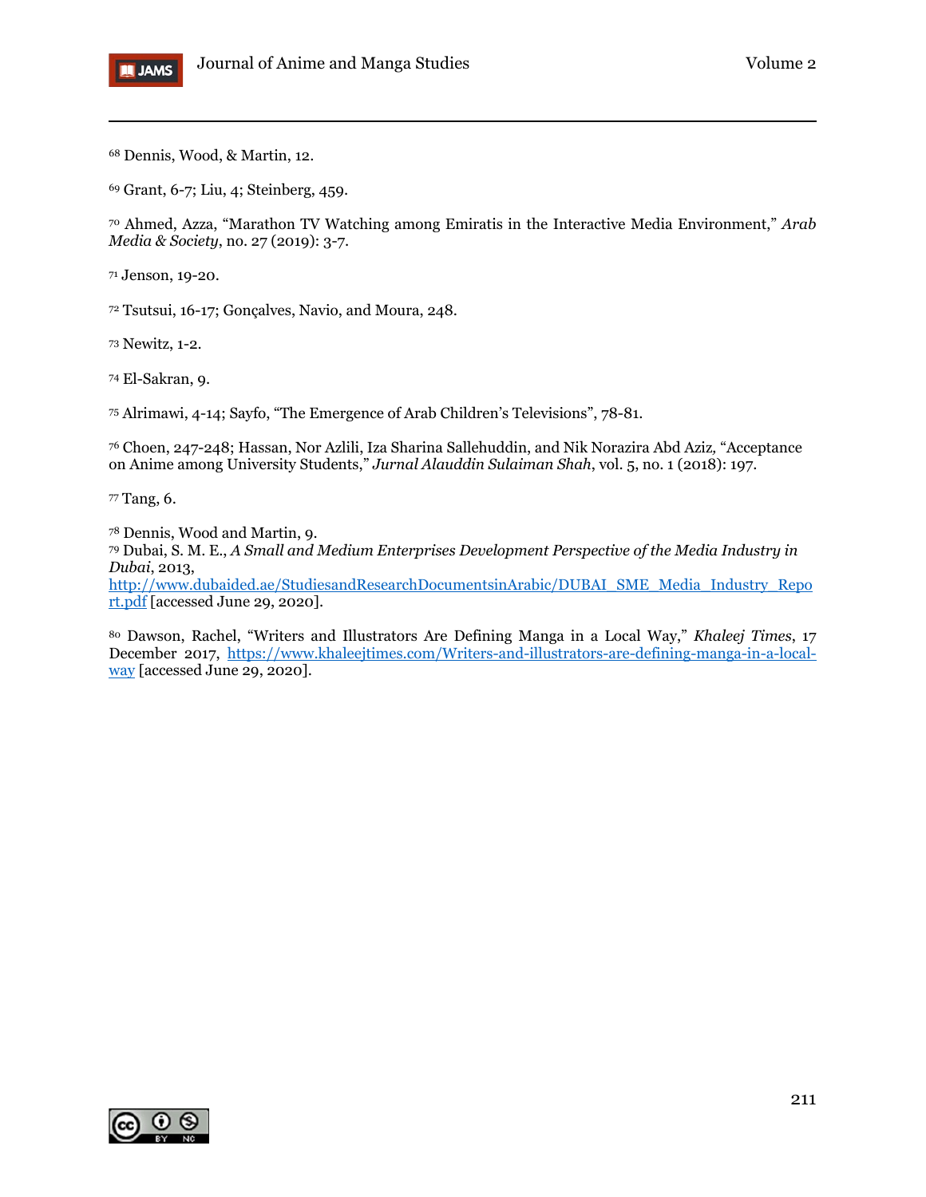[68] Dennis, Wood, & Martin, 12.

[69] Grant, 6-7; Liu, 4; Steinberg, 459.

[70] Ahmed, Azza, “Marathon TV Watching among Emiratis in the Interactive Media Environment,” *Arab Media & Society*, no. 27 (2019): 3-7.

[71] Jenson, 19-20.

[72] Tsutsui, 16-17; Gonçalves, Navio, and Moura, 248.

[73] Newitz, 1-2.

[74] El-Sakran, 9.

[75] Alrimawi, 4-14; Sayfo, “The Emergence of Arab Children’s Televisions”, 78-81.

[76] Choen, 247-248; Hassan, Nor Azlili, Iza Sharina Sallehuddin, and Nik Norazira Abd Aziz, “Acceptance on Anime among University Students,” *Jurnal Alauddin Sulaiman Shah*, vol. 5, no. 1 (2018): 197.

[77] Tang, 6.

[78] Dennis, Wood and Martin, 9.

[79] Dubai, S. M. E., *A Small and Medium Enterprises Development Perspective of the Media Industry in Dubai*, 2013, http://www.dubaided.ae/StudiesandResearchDocumentsinArabic/DUBAI_SME_Media_Industry_Report.pdf [accessed June 29, 2020].

[80] Dawson, Rachel, “Writers and Illustrators Are Defining Manga in a Local Way,” *Khaleej Times*, 17 December 2017, https://www.khaleejtimes.com/Writers-and-illustrators-are-defining-manga-in-a-local-way [accessed June 29, 2020].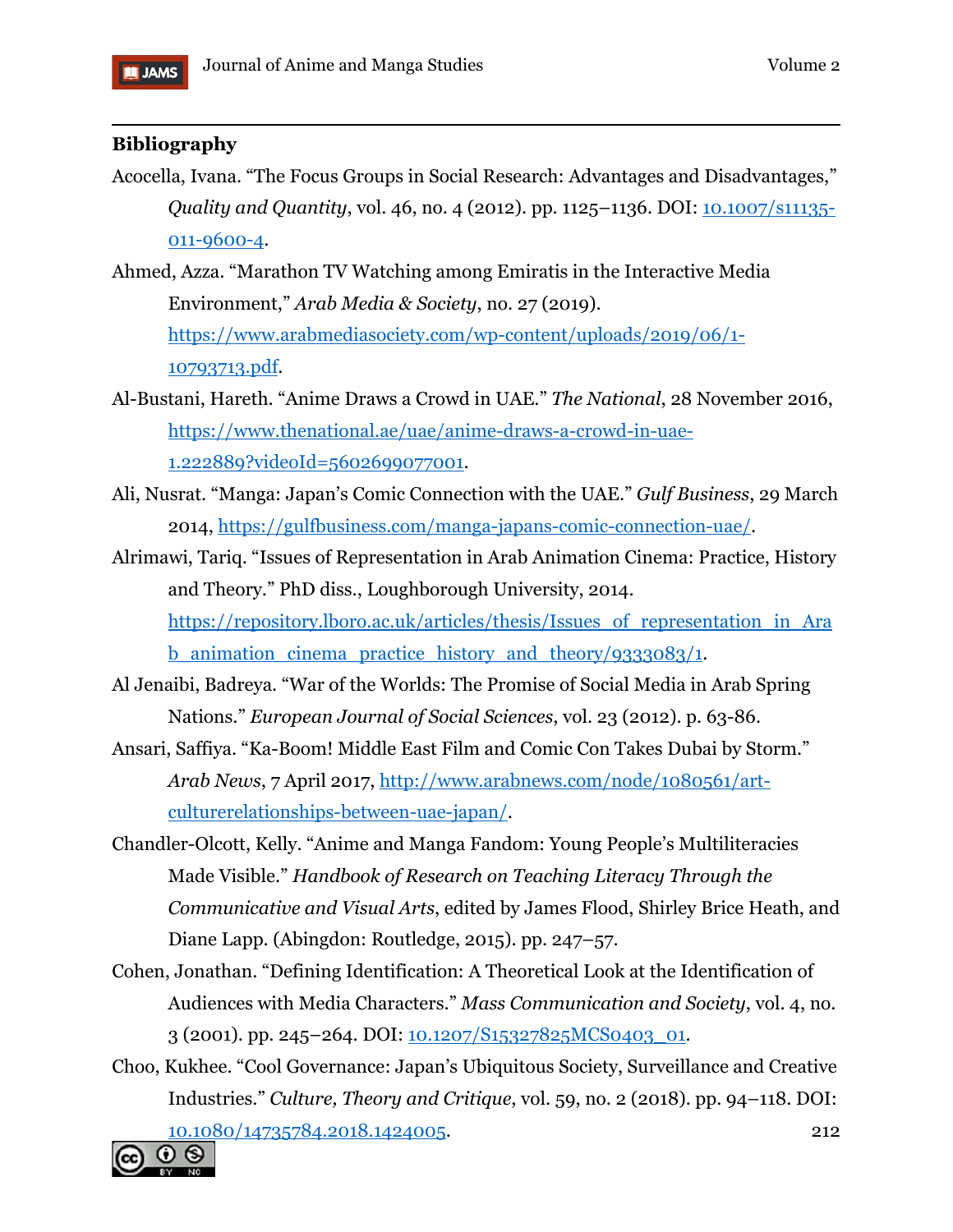**Bibliography**

Acocella, Ivana. "The Focus Groups in Social Research: Advantages and Disadvantages," *Quality and Quantity*, vol. 46, no. 4 (2012). pp. 1125–1136. DOI: [10.1007/s11135-011-9600-4](https://doi.org/10.1007/s11135-011-9600-4).

Ahmed, Azza. "Marathon TV Watching among Emiratis in the Interactive Media Environment," *Arab Media & Society*, no. 27 (2019). [https://www.arabmediasociety.com/wp-content/uploads/2019/06/1-10793713.pdf](https://www.arabmediasociety.com/wp-content/uploads/2019/06/1-10793713.pdf).

Al-Bustani, Hareth. "Anime Draws a Crowd in UAE." *The National*, 28 November 2016, [https://www.thenational.ae/uae/anime-draws-a-crowd-in-uae-1.222889?videoId=5602699077001](https://www.thenational.ae/uae/anime-draws-a-crowd-in-uae-1.222889?videoId=5602699077001).

Ali, Nusrat. "Manga: Japan's Comic Connection with the UAE." *Gulf Business*, 29 March 2014, [https://gulfbusiness.com/manga-japans-comic-connection-uae/](https://gulfbusiness.com/manga-japans-comic-connection-uae/).

Alrimawi, Tariq. "Issues of Representation in Arab Animation Cinema: Practice, History and Theory." PhD diss., Loughborough University, 2014. [https://repository.lboro.ac.uk/articles/thesis/Issues_of_representation_in_Arab_animation_cinema_practice_history_and_theory/9333083/1](https://repository.lboro.ac.uk/articles/thesis/Issues_of_representation_in_Arab_animation_cinema_practice_history_and_theory/9333083/1).

Al Jenaibi, Badreya. "War of the Worlds: The Promise of Social Media in Arab Spring Nations." *European Journal of Social Sciences*, vol. 23 (2012). p. 63-86.

Ansari, Saffiya. "Ka-Boom! Middle East Film and Comic Con Takes Dubai by Storm." *Arab News*, 7 April 2017, [http://www.arabnews.com/node/1080561/art-culturerelationships-between-uae-japan/](http://www.arabnews.com/node/1080561/art-culturerelationships-between-uae-japan/).

Chandler-Olcott, Kelly. "Anime and Manga Fandom: Young People's Multiliteracies Made Visible." *Handbook of Research on Teaching Literacy Through the Communicative and Visual Arts*, edited by James Flood, Shirley Brice Heath, and Diane Lapp. (Abingdon: Routledge, 2015). pp. 247–57.

Cohen, Jonathan. "Defining Identification: A Theoretical Look at the Identification of Audiences with Media Characters." *Mass Communication and Society*, vol. 4, no. 3 (2001). pp. 245–264. DOI: [10.1207/S15327825MCS0403_01](https://doi.org/10.1207/S15327825MCS0403_01).

Choo, Kukhee. "Cool Governance: Japan's Ubiquitous Society, Surveillance and Creative Industries." *Culture, Theory and Critique*, vol. 59, no. 2 (2018). pp. 94–118. DOI: [10.1080/14735784.2018.1424005](https://doi.org/10.1080/14735784.2018.1424005).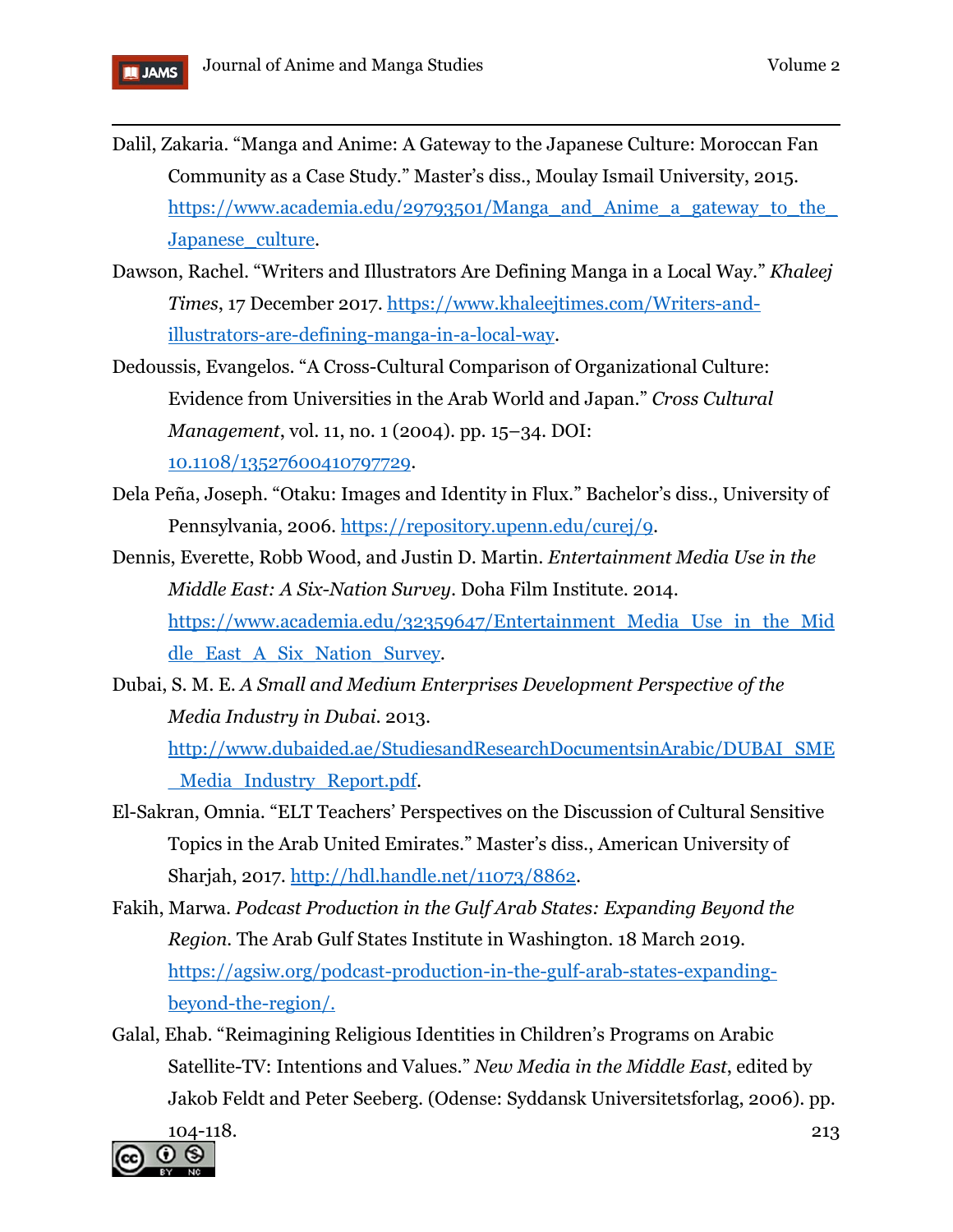Dalil, Zakaria. “Manga and Anime: A Gateway to the Japanese Culture: Moroccan Fan Community as a Case Study.” Master’s diss., Moulay Ismail University, 2015. [https://www.academia.edu/29793501/Manga_and_Anime_a_gateway_to_the_Japanese_culture](https://www.academia.edu/29793501/Manga_and_Anime_a_gateway_to_the_Japanese_culture).

Dawson, Rachel. “Writers and Illustrators Are Defining Manga in a Local Way.” *Khaleej Times*, 17 December 2017. [https://www.khaleejtimes.com/Writers-and-illustrators-are-defining-manga-in-a-local-way](https://www.khaleejtimes.com/Writers-and-illustrators-are-defining-manga-in-a-local-way).

Dedoussis, Evangelos. “A Cross-Cultural Comparison of Organizational Culture: Evidence from Universities in the Arab World and Japan.” *Cross Cultural Management*, vol. 11, no. 1 (2004). pp. 15–34. DOI: [10.1108/13527600410797729](https://doi.org/10.1108/13527600410797729).

Dela Peña, Joseph. “Otaku: Images and Identity in Flux.” Bachelor’s diss., University of Pennsylvania, 2006. [https://repository.upenn.edu/curej/9](https://repository.upenn.edu/curej/9).

Dennis, Everette, Robb Wood, and Justin D. Martin. *Entertainment Media Use in the Middle East: A Six-Nation Survey*. Doha Film Institute. 2014. [https://www.academia.edu/32359647/Entertainment_Media_Use_in_the_Middle_East_A_Six_Nation_Survey](https://www.academia.edu/32359647/Entertainment_Media_Use_in_the_Middle_East_A_Six_Nation_Survey).

Dubai, S. M. E. *A Small and Medium Enterprises Development Perspective of the Media Industry in Dubai*. 2013. [http://www.dubaided.ae/StudiesandResearchDocumentsinArabic/DUBAI_SME_Media_Industry_Report.pdf](http://www.dubaided.ae/StudiesandResearchDocumentsinArabic/DUBAI_SME_Media_Industry_Report.pdf).

El-Sakran, Omnia. “ELT Teachers’ Perspectives on the Discussion of Cultural Sensitive Topics in the Arab United Emirates.” Master’s diss., American University of Sharjah, 2017. [http://hdl.handle.net/11073/8862](http://hdl.handle.net/11073/8862).

Fakih, Marwa. *Podcast Production in the Gulf Arab States: Expanding Beyond the Region.* The Arab Gulf States Institute in Washington. 18 March 2019. [https://agsiw.org/podcast-production-in-the-gulf-arab-states-expanding-beyond-the-region/.](https://agsiw.org/podcast-production-in-the-gulf-arab-states-expanding-beyond-the-region/)

Galal, Ehab. “Reimagining Religious Identities in Children’s Programs on Arabic Satellite-TV: Intentions and Values.” *New Media in the Middle East*, edited by Jakob Feldt and Peter Seeberg. (Odense: Syddansk Universitetsforlag, 2006). pp. 104-118.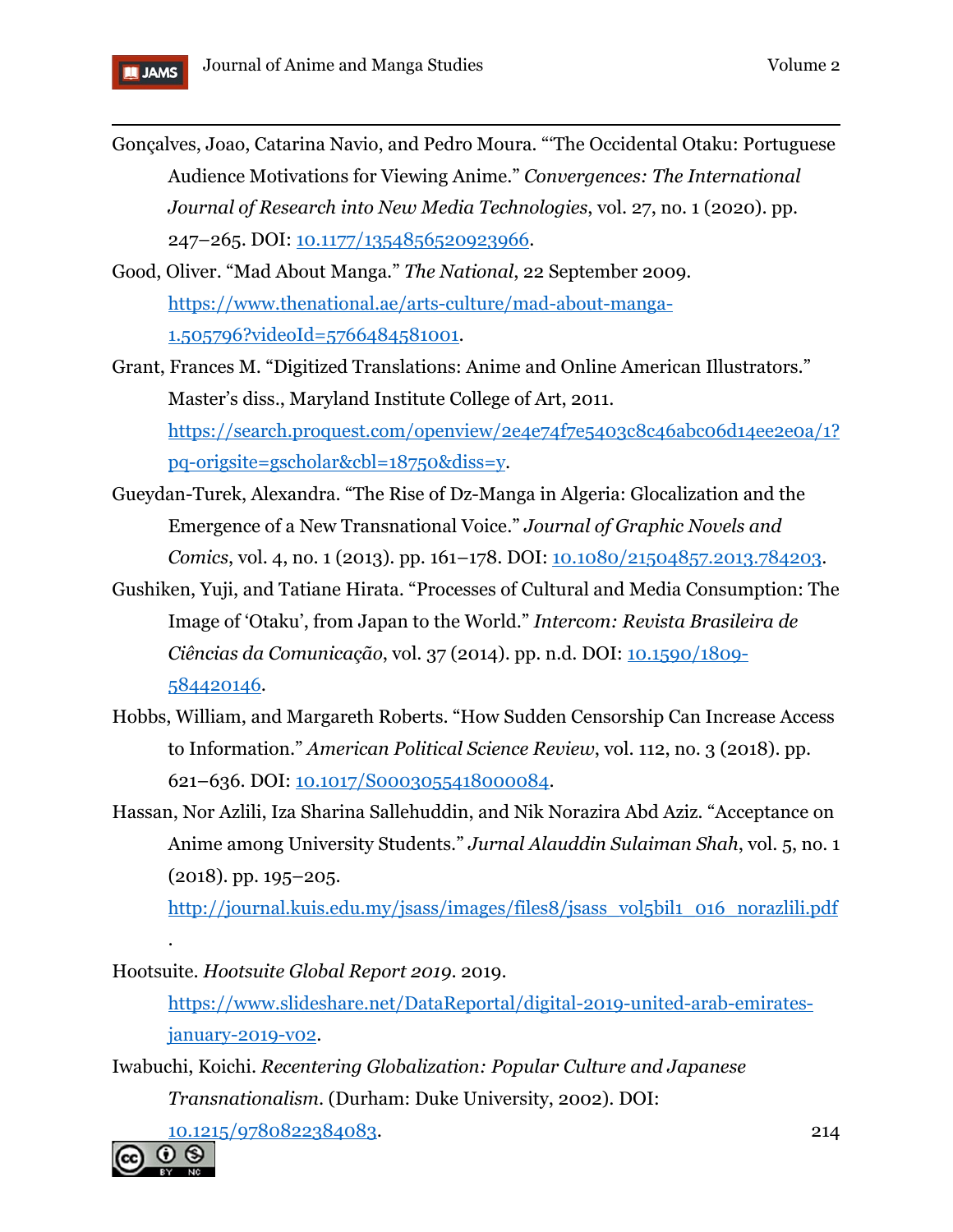Gonçalves, Joao, Catarina Navio, and Pedro Moura. "“The Occidental Otaku: Portuguese Audience Motivations for Viewing Anime." *Convergences: The International Journal of Research into New Media Technologies*, vol. 27, no. 1 (2020). pp. 247–265. DOI: [10.1177/1354856520923966](https://doi.org/10.1177/1354856520923966).

Good, Oliver. "Mad About Manga." *The National*, 22 September 2009. [https://www.thenational.ae/arts-culture/mad-about-manga-1.505796?videoId=5766484581001](https://www.thenational.ae/arts-culture/mad-about-manga-1.505796?videoId=5766484581001).

Grant, Frances M. "Digitized Translations: Anime and Online American Illustrators." Master's diss., Maryland Institute College of Art, 2011. [https://search.proquest.com/openview/2e4e74f7e5403c8c46abc06d14ee2e0a/1?pq-origsite=gscholar&cbl=18750&diss=y](https://search.proquest.com/openview/2e4e74f7e5403c8c46abc06d14ee2e0a/1?pq-origsite=gscholar&cbl=18750&diss=y).

Gueydan-Turek, Alexandra. "The Rise of Dz-Manga in Algeria: Glocalization and the Emergence of a New Transnational Voice." *Journal of Graphic Novels and Comics*, vol. 4, no. 1 (2013). pp. 161–178. DOI: [10.1080/21504857.2013.784203](https://doi.org/10.1080/21504857.2013.784203).

Gushiken, Yuji, and Tatiane Hirata. "Processes of Cultural and Media Consumption: The Image of 'Otaku', from Japan to the World." *Intercom: Revista Brasileira de Ciências da Comunicação*, vol. 37 (2014). pp. n.d. DOI: [10.1590/1809-584420146](https://doi.org/10.1590/1809-584420146).

Hobbs, William, and Margareth Roberts. "How Sudden Censorship Can Increase Access to Information." *American Political Science Review*, vol. 112, no. 3 (2018). pp. 621–636. DOI: [10.1017/S0003055418000084](https://doi.org/10.1017/S0003055418000084).

Hassan, Nor Azlili, Iza Sharina Sallehuddin, and Nik Norazira Abd Aziz. "Acceptance on Anime among University Students." *Jurnal Alauddin Sulaiman Shah*, vol. 5, no. 1 (2018). pp. 195–205. [http://journal.kuis.edu.my/jsass/images/files8/jsass_vol5bil1_016_norazlili.pdf](http://journal.kuis.edu.my/jsass/images/files8/jsass_vol5bil1_016_norazlili.pdf).

Hootsuite. *Hootsuite Global Report 2019*. 2019. [https://www.slideshare.net/DataReportal/digital-2019-united-arab-emirates-january-2019-v02](https://www.slideshare.net/DataReportal/digital-2019-united-arab-emirates-january-2019-v02).

Iwabuchi, Koichi. *Recentering Globalization: Popular Culture and Japanese Transnationalism*. (Durham: Duke University, 2002). DOI: [10.1215/9780822384083](https://doi.org/10.1215/9780822384083).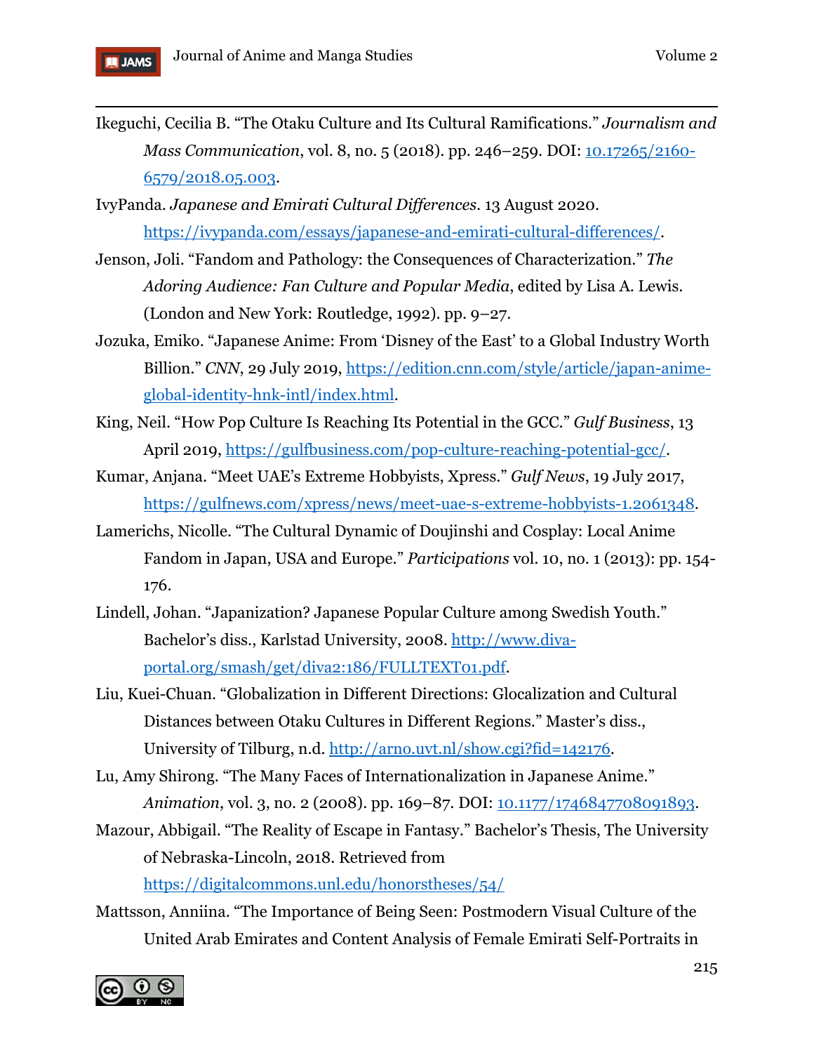Ikeguchi, Cecilia B. "The Otaku Culture and Its Cultural Ramifications." *Journalism and Mass Communication*, vol. 8, no. 5 (2018). pp. 246–259. DOI: 10.17265/2160-6579/2018.05.003.

IvyPanda. *Japanese and Emirati Cultural Differences*. 13 August 2020. https://ivypanda.com/essays/japanese-and-emirati-cultural-differences/.

Jenson, Joli. "Fandom and Pathology: the Consequences of Characterization." *The Adoring Audience: Fan Culture and Popular Media*, edited by Lisa A. Lewis. (London and New York: Routledge, 1992). pp. 9–27.

Jozuka, Emiko. "Japanese Anime: From 'Disney of the East' to a Global Industry Worth Billion." *CNN*, 29 July 2019, https://edition.cnn.com/style/article/japan-anime-global-identity-hnk-intl/index.html.

King, Neil. "How Pop Culture Is Reaching Its Potential in the GCC." *Gulf Business*, 13 April 2019, https://gulfbusiness.com/pop-culture-reaching-potential-gcc/.

Kumar, Anjana. "Meet UAE's Extreme Hobbyists, Xpress." *Gulf News*, 19 July 2017, https://gulfnews.com/xpress/news/meet-uae-s-extreme-hobbyists-1.2061348.

Lamerichs, Nicolle. "The Cultural Dynamic of Doujinshi and Cosplay: Local Anime Fandom in Japan, USA and Europe." *Participations* vol. 10, no. 1 (2013): pp. 154-176.

Lindell, Johan. "Japanization? Japanese Popular Culture among Swedish Youth." Bachelor's diss., Karlstad University, 2008. http://www.diva-portal.org/smash/get/diva2:186/FULLTEXT01.pdf.

Liu, Kuei-Chuan. "Globalization in Different Directions: Glocalization and Cultural Distances between Otaku Cultures in Different Regions." Master's diss., University of Tilburg, n.d. http://arno.uvt.nl/show.cgi?fid=142176.

Lu, Amy Shirong. "The Many Faces of Internationalization in Japanese Anime." *Animation*, vol. 3, no. 2 (2008). pp. 169–87. DOI: 10.1177/1746847708091893.

Mazour, Abbigail. "The Reality of Escape in Fantasy." Bachelor's Thesis, The University of Nebraska-Lincoln, 2018. Retrieved from https://digitalcommons.unl.edu/honorstheses/54/

Mattsson, Anniina. "The Importance of Being Seen: Postmodern Visual Culture of the United Arab Emirates and Content Analysis of Female Emirati Self-Portraits in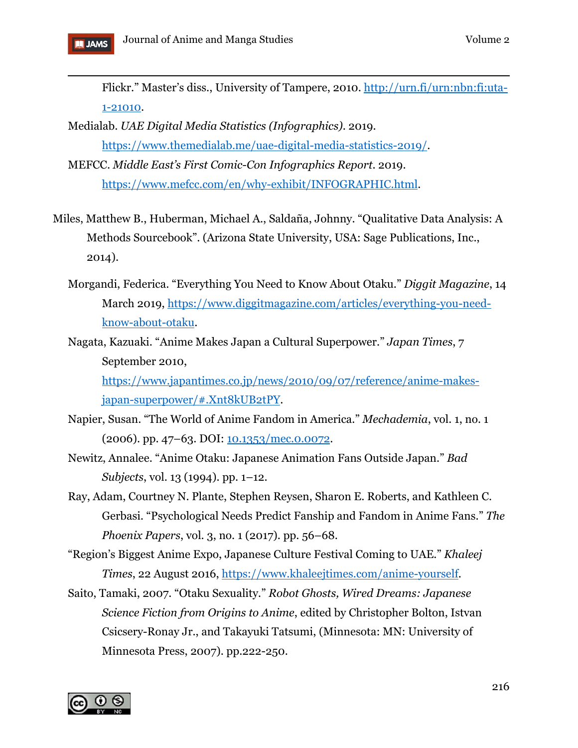Flickr." Master's diss., University of Tampere, 2010. http://urn.fi/urn:nbn:fi:uta-1-21010.

Medialab. *UAE Digital Media Statistics (Infographics)*. 2019. https://www.themedialab.me/uae-digital-media-statistics-2019/.

MEFCC. *Middle East's First Comic-Con Infographics Report*. 2019. https://www.mefcc.com/en/why-exhibit/INFOGRAPHIC.html.

Miles, Matthew B., Huberman, Michael A., Saldaña, Johnny. "Qualitative Data Analysis: A Methods Sourcebook". (Arizona State University, USA: Sage Publications, Inc., 2014).

Morgandi, Federica. "Everything You Need to Know About Otaku." *Diggit Magazine*, 14 March 2019, https://www.diggitmagazine.com/articles/everything-you-need-know-about-otaku.

Nagata, Kazuaki. "Anime Makes Japan a Cultural Superpower." *Japan Times*, 7 September 2010, https://www.japantimes.co.jp/news/2010/09/07/reference/anime-makes-japan-superpower/#.Xnt8kUB2tPY.

Napier, Susan. "The World of Anime Fandom in America." *Mechademia*, vol. 1, no. 1 (2006). pp. 47–63. DOI: 10.1353/mec.0.0072.

Newitz, Annalee. "Anime Otaku: Japanese Animation Fans Outside Japan." *Bad Subjects*, vol. 13 (1994). pp. 1–12.

Ray, Adam, Courtney N. Plante, Stephen Reysen, Sharon E. Roberts, and Kathleen C. Gerbasi. "Psychological Needs Predict Fanship and Fandom in Anime Fans." *The Phoenix Papers*, vol. 3, no. 1 (2017). pp. 56–68.

"Region's Biggest Anime Expo, Japanese Culture Festival Coming to UAE." *Khaleej Times*, 22 August 2016, https://www.khaleejtimes.com/anime-yourself.

Saito, Tamaki, 2007. "Otaku Sexuality." *Robot Ghosts, Wired Dreams: Japanese Science Fiction from Origins to Anime*, edited by Christopher Bolton, Istvan Csicsery-Ronay Jr., and Takayuki Tatsumi, (Minnesota: MN: University of Minnesota Press, 2007). pp.222-250.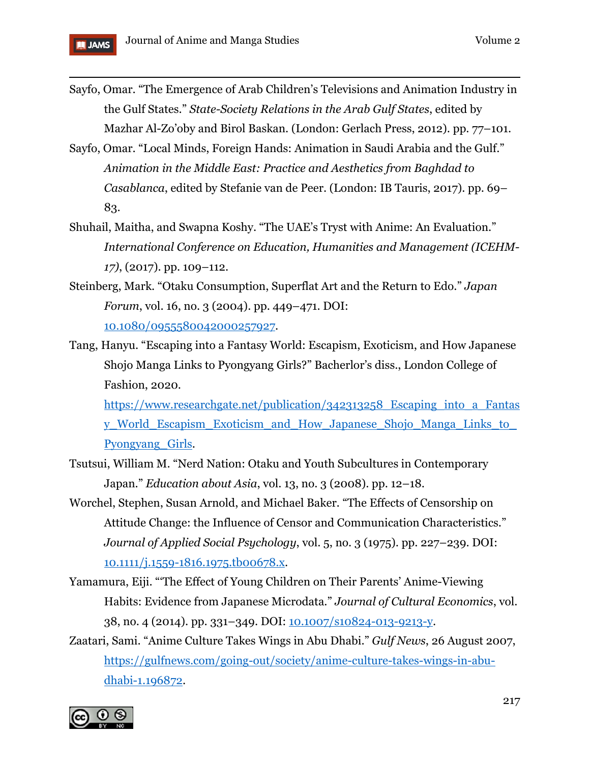Sayfo, Omar. "The Emergence of Arab Children's Televisions and Animation Industry in the Gulf States." *State-Society Relations in the Arab Gulf States*, edited by Mazhar Al-Zo'oby and Birol Baskan. (London: Gerlach Press, 2012). pp. 77–101.

Sayfo, Omar. "Local Minds, Foreign Hands: Animation in Saudi Arabia and the Gulf." *Animation in the Middle East: Practice and Aesthetics from Baghdad to Casablanca*, edited by Stefanie van de Peer. (London: IB Tauris, 2017). pp. 69–83.

Shuhail, Maitha, and Swapna Koshy. "The UAE's Tryst with Anime: An Evaluation." *International Conference on Education, Humanities and Management (ICEHM-17)*, (2017). pp. 109–112.

Steinberg, Mark. "Otaku Consumption, Superflat Art and the Return to Edo." *Japan Forum*, vol. 16, no. 3 (2004). pp. 449–471. DOI: [10.1080/0955580042000257927](https://doi.org/10.1080/0955580042000257927).

Tang, Hanyu. "Escaping into a Fantasy World: Escapism, Exoticism, and How Japanese Shojo Manga Links to Pyongyang Girls?" Bacherlor's diss., London College of Fashion, 2020. [https://www.researchgate.net/publication/342313258_Escaping_into_a_Fantasy_World_Escapism_Exoticism_and_How_Japanese_Shojo_Manga_Links_to_Pyongyang_Girls](https://www.researchgate.net/publication/342313258_Escaping_into_a_Fantasy_World_Escapism_Exoticism_and_How_Japanese_Shojo_Manga_Links_to_Pyongyang_Girls).

Tsutsui, William M. "Nerd Nation: Otaku and Youth Subcultures in Contemporary Japan." *Education about Asia*, vol. 13, no. 3 (2008). pp. 12–18.

Worchel, Stephen, Susan Arnold, and Michael Baker. "The Effects of Censorship on Attitude Change: the Influence of Censor and Communication Characteristics." *Journal of Applied Social Psychology*, vol. 5, no. 3 (1975). pp. 227–239. DOI: [10.1111/j.1559-1816.1975.tb00678.x](https://doi.org/10.1111/j.1559-1816.1975.tb00678.x).

Yamamura, Eiji. "'The Effect of Young Children on Their Parents' Anime-Viewing Habits: Evidence from Japanese Microdata." *Journal of Cultural Economics*, vol. 38, no. 4 (2014). pp. 331–349. DOI: [10.1007/s10824-013-9213-y](https://doi.org/10.1007/s10824-013-9213-y).

Zaatari, Sami. "Anime Culture Takes Wings in Abu Dhabi." *Gulf News*, 26 August 2007, [https://gulfnews.com/going-out/society/anime-culture-takes-wings-in-abu-dhabi-1.196872](https://gulfnews.com/going-out/society/anime-culture-takes-wings-in-abu-dhabi-1.196872).